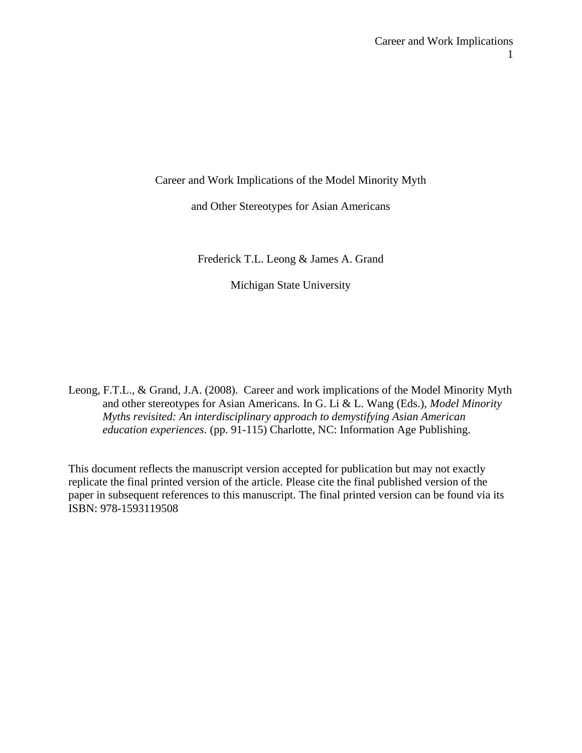# Career and Work Implications of the Model Minority Myth and Other Stereotypes for Asian Americans

Frederick T.L. Leong & James A. Grand

Michigan State University

Leong, F.T.L., & Grand, J.A. (2008). Career and work implications of the Model Minority Myth and other stereotypes for Asian Americans. In G. Li & L. Wang (Eds.), *Model Minority Myths revisited: An interdisciplinary approach to demystifying Asian American education experiences*. (pp. 91-115) Charlotte, NC: Information Age Publishing.

This document reflects the manuscript version accepted for publication but may not exactly replicate the final printed version of the article. Please cite the final published version of the paper in subsequent references to this manuscript. The final printed version can be found via its ISBN: 978-1593119508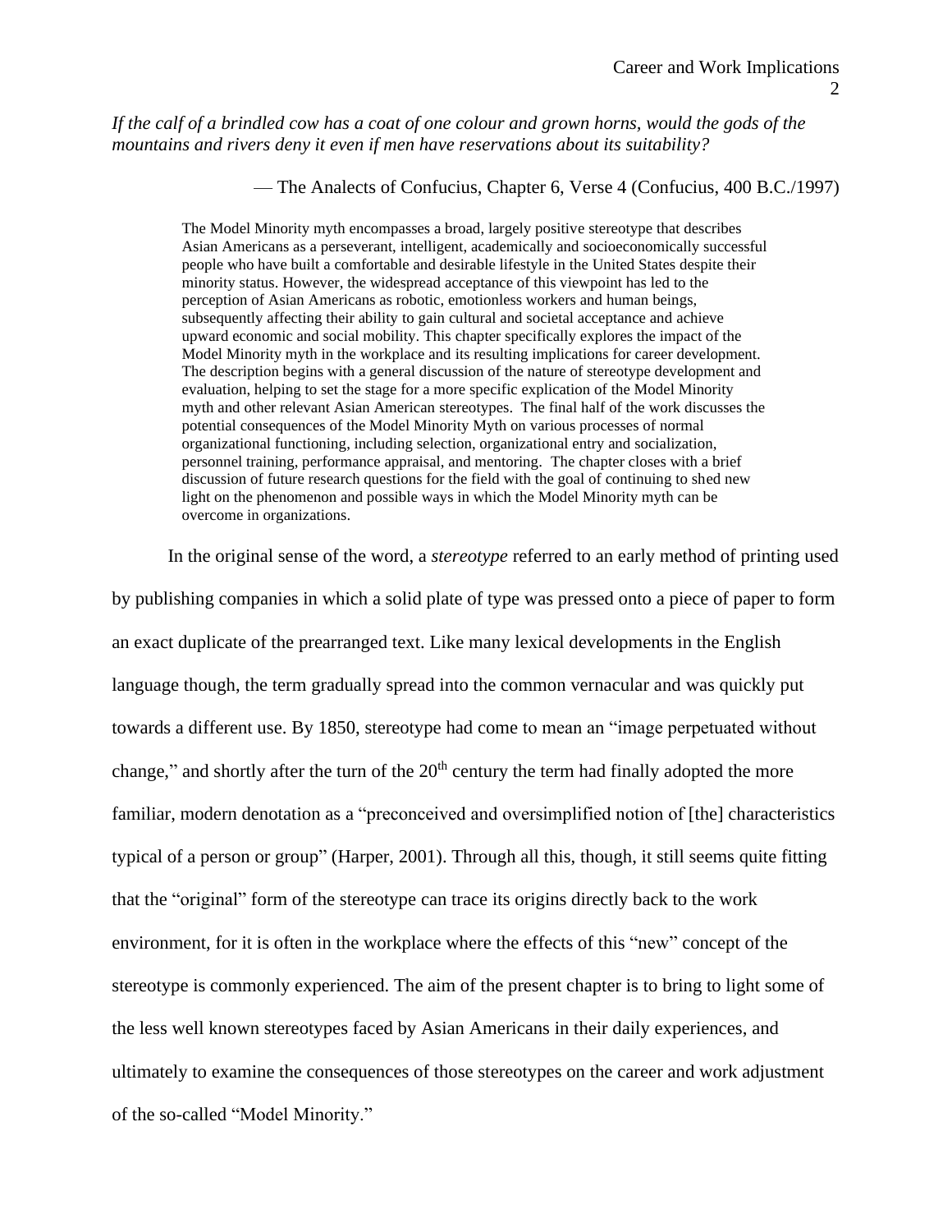*If the calf of a brindled cow has a coat of one colour and grown horns, would the gods of the mountains and rivers deny it even if men have reservations about its suitability?*

— The Analects of Confucius, Chapter 6, Verse 4 (Confucius, 400 B.C./1997)

> The Model Minority myth encompasses a broad, largely positive stereotype that describes Asian Americans as a perseverant, intelligent, academically and socioeconomically successful people who have built a comfortable and desirable lifestyle in the United States despite their minority status. However, the widespread acceptance of this viewpoint has led to the perception of Asian Americans as robotic, emotionless workers and human beings, subsequently affecting their ability to gain cultural and societal acceptance and achieve upward economic and social mobility. This chapter specifically explores the impact of the Model Minority myth in the workplace and its resulting implications for career development. The description begins with a general discussion of the nature of stereotype development and evaluation, helping to set the stage for a more specific explication of the Model Minority myth and other relevant Asian American stereotypes. The final half of the work discusses the potential consequences of the Model Minority Myth on various processes of normal organizational functioning, including selection, organizational entry and socialization, personnel training, performance appraisal, and mentoring. The chapter closes with a brief discussion of future research questions for the field with the goal of continuing to shed new light on the phenomenon and possible ways in which the Model Minority myth can be overcome in organizations.

In the original sense of the word, a *stereotype* referred to an early method of printing used by publishing companies in which a solid plate of type was pressed onto a piece of paper to form an exact duplicate of the prearranged text. Like many lexical developments in the English language though, the term gradually spread into the common vernacular and was quickly put towards a different use. By 1850, stereotype had come to mean an "image perpetuated without change," and shortly after the turn of the 20th century the term had finally adopted the more familiar, modern denotation as a "preconceived and oversimplified notion of [the] characteristics typical of a person or group" (Harper, 2001). Through all this, though, it still seems quite fitting that the "original" form of the stereotype can trace its origins directly back to the work environment, for it is often in the workplace where the effects of this "new" concept of the stereotype is commonly experienced. The aim of the present chapter is to bring to light some of the less well known stereotypes faced by Asian Americans in their daily experiences, and ultimately to examine the consequences of those stereotypes on the career and work adjustment of the so-called "Model Minority."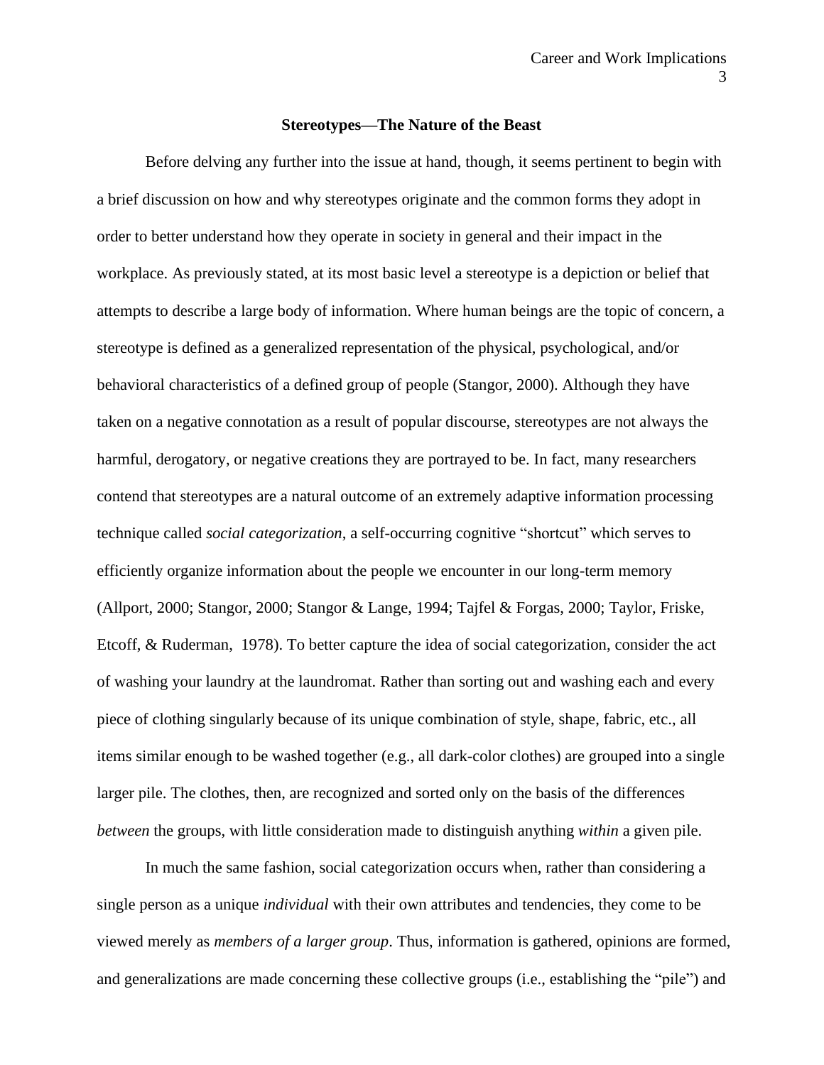## Stereotypes—The Nature of the Beast

Before delving any further into the issue at hand, though, it seems pertinent to begin with a brief discussion on how and why stereotypes originate and the common forms they adopt in order to better understand how they operate in society in general and their impact in the workplace. As previously stated, at its most basic level a stereotype is a depiction or belief that attempts to describe a large body of information. Where human beings are the topic of concern, a stereotype is defined as a generalized representation of the physical, psychological, and/or behavioral characteristics of a defined group of people (Stangor, 2000). Although they have taken on a negative connotation as a result of popular discourse, stereotypes are not always the harmful, derogatory, or negative creations they are portrayed to be. In fact, many researchers contend that stereotypes are a natural outcome of an extremely adaptive information processing technique called *social categorization*, a self-occurring cognitive "shortcut" which serves to efficiently organize information about the people we encounter in our long-term memory (Allport, 2000; Stangor, 2000; Stangor & Lange, 1994; Tajfel & Forgas, 2000; Taylor, Friske, Etcoff, & Ruderman, 1978). To better capture the idea of social categorization, consider the act of washing your laundry at the laundromat. Rather than sorting out and washing each and every piece of clothing singularly because of its unique combination of style, shape, fabric, etc., all items similar enough to be washed together (e.g., all dark-color clothes) are grouped into a single larger pile. The clothes, then, are recognized and sorted only on the basis of the differences *between* the groups, with little consideration made to distinguish anything *within* a given pile.

In much the same fashion, social categorization occurs when, rather than considering a single person as a unique *individual* with their own attributes and tendencies, they come to be viewed merely as *members of a larger group*. Thus, information is gathered, opinions are formed, and generalizations are made concerning these collective groups (i.e., establishing the "pile") and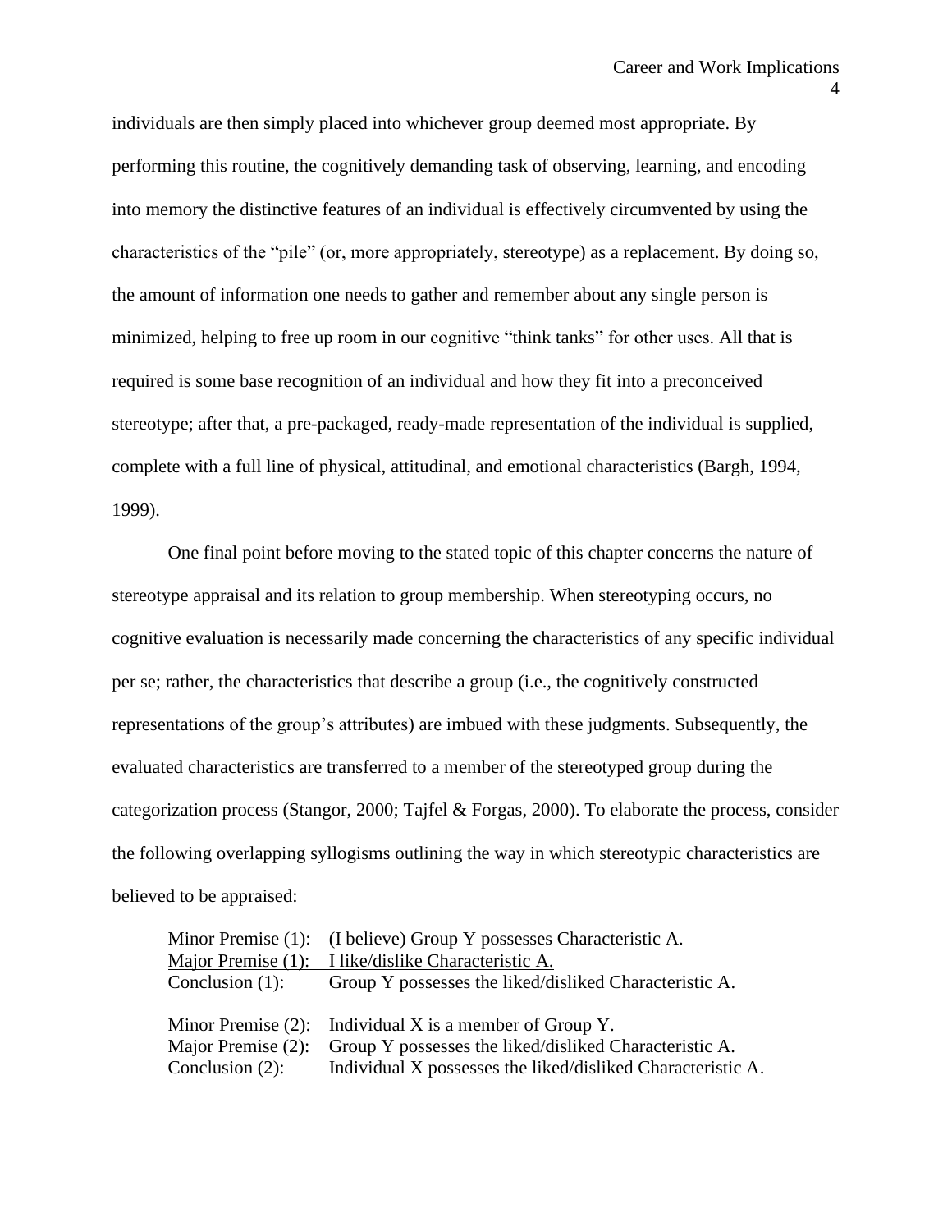individuals are then simply placed into whichever group deemed most appropriate. By performing this routine, the cognitively demanding task of observing, learning, and encoding into memory the distinctive features of an individual is effectively circumvented by using the characteristics of the “pile” (or, more appropriately, stereotype) as a replacement. By doing so, the amount of information one needs to gather and remember about any single person is minimized, helping to free up room in our cognitive “think tanks” for other uses. All that is required is some base recognition of an individual and how they fit into a preconceived stereotype; after that, a pre-packaged, ready-made representation of the individual is supplied, complete with a full line of physical, attitudinal, and emotional characteristics (Bargh, 1994, 1999).

One final point before moving to the stated topic of this chapter concerns the nature of stereotype appraisal and its relation to group membership. When stereotyping occurs, no cognitive evaluation is necessarily made concerning the characteristics of any specific individual per se; rather, the characteristics that describe a group (i.e., the cognitively constructed representations of the group’s attributes) are imbued with these judgments. Subsequently, the evaluated characteristics are transferred to a member of the stereotyped group during the categorization process (Stangor, 2000; Tajfel & Forgas, 2000). To elaborate the process, consider the following overlapping syllogisms outlining the way in which stereotypic characteristics are believed to be appraised:

Minor Premise (1): (I believe) Group Y possesses Characteristic A.
<u>Major Premise (1): I like/dislike Characteristic A.</u>
Conclusion (1): Group Y possesses the liked/disliked Characteristic A.

Minor Premise (2): Individual X is a member of Group Y.
<u>Major Premise (2): Group Y possesses the liked/disliked Characteristic A.</u>
Conclusion (2): Individual X possesses the liked/disliked Characteristic A.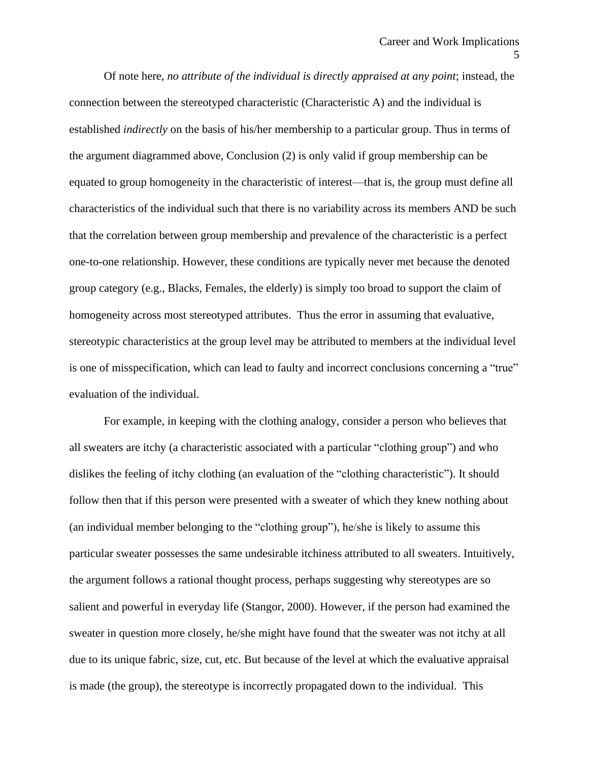Of note here, *no attribute of the individual is directly appraised at any point*; instead, the connection between the stereotyped characteristic (Characteristic A) and the individual is established *indirectly* on the basis of his/her membership to a particular group. Thus in terms of the argument diagrammed above, Conclusion (2) is only valid if group membership can be equated to group homogeneity in the characteristic of interest—that is, the group must define all characteristics of the individual such that there is no variability across its members AND be such that the correlation between group membership and prevalence of the characteristic is a perfect one-to-one relationship. However, these conditions are typically never met because the denoted group category (e.g., Blacks, Females, the elderly) is simply too broad to support the claim of homogeneity across most stereotyped attributes. Thus the error in assuming that evaluative, stereotypic characteristics at the group level may be attributed to members at the individual level is one of misspecification, which can lead to faulty and incorrect conclusions concerning a "true" evaluation of the individual.

For example, in keeping with the clothing analogy, consider a person who believes that all sweaters are itchy (a characteristic associated with a particular "clothing group") and who dislikes the feeling of itchy clothing (an evaluation of the "clothing characteristic"). It should follow then that if this person were presented with a sweater of which they knew nothing about (an individual member belonging to the "clothing group"), he/she is likely to assume this particular sweater possesses the same undesirable itchiness attributed to all sweaters. Intuitively, the argument follows a rational thought process, perhaps suggesting why stereotypes are so salient and powerful in everyday life (Stangor, 2000). However, if the person had examined the sweater in question more closely, he/she might have found that the sweater was not itchy at all due to its unique fabric, size, cut, etc. But because of the level at which the evaluative appraisal is made (the group), the stereotype is incorrectly propagated down to the individual. This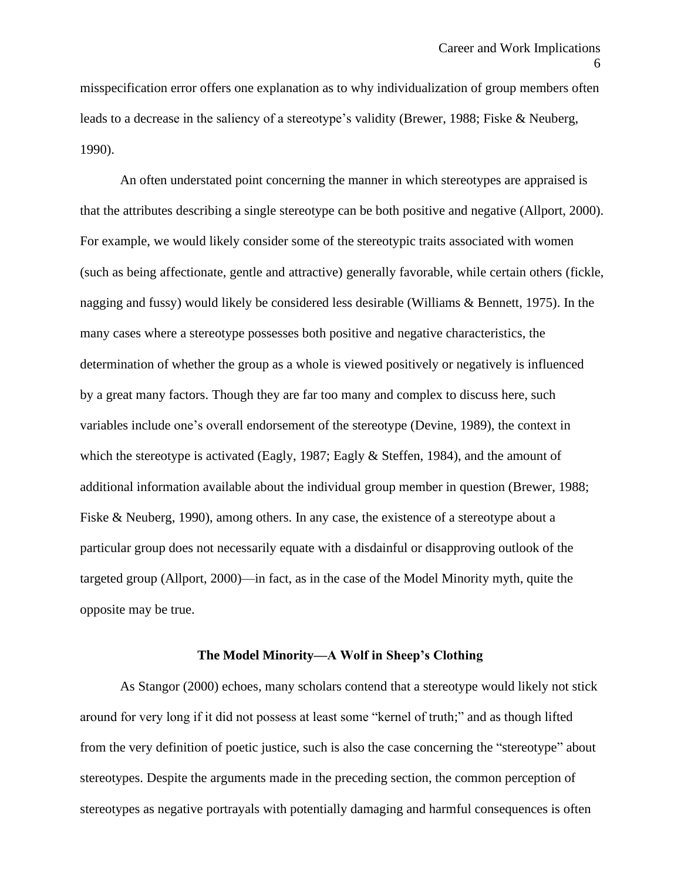misspecification error offers one explanation as to why individualization of group members often leads to a decrease in the saliency of a stereotype's validity (Brewer, 1988; Fiske & Neuberg, 1990).

An often understated point concerning the manner in which stereotypes are appraised is that the attributes describing a single stereotype can be both positive and negative (Allport, 2000). For example, we would likely consider some of the stereotypic traits associated with women (such as being affectionate, gentle and attractive) generally favorable, while certain others (fickle, nagging and fussy) would likely be considered less desirable (Williams & Bennett, 1975). In the many cases where a stereotype possesses both positive and negative characteristics, the determination of whether the group as a whole is viewed positively or negatively is influenced by a great many factors. Though they are far too many and complex to discuss here, such variables include one's overall endorsement of the stereotype (Devine, 1989), the context in which the stereotype is activated (Eagly, 1987; Eagly & Steffen, 1984), and the amount of additional information available about the individual group member in question (Brewer, 1988; Fiske & Neuberg, 1990), among others. In any case, the existence of a stereotype about a particular group does not necessarily equate with a disdainful or disapproving outlook of the targeted group (Allport, 2000)—in fact, as in the case of the Model Minority myth, quite the opposite may be true.

## The Model Minority—A Wolf in Sheep's Clothing

As Stangor (2000) echoes, many scholars contend that a stereotype would likely not stick around for very long if it did not possess at least some "kernel of truth;" and as though lifted from the very definition of poetic justice, such is also the case concerning the "stereotype" about stereotypes. Despite the arguments made in the preceding section, the common perception of stereotypes as negative portrayals with potentially damaging and harmful consequences is often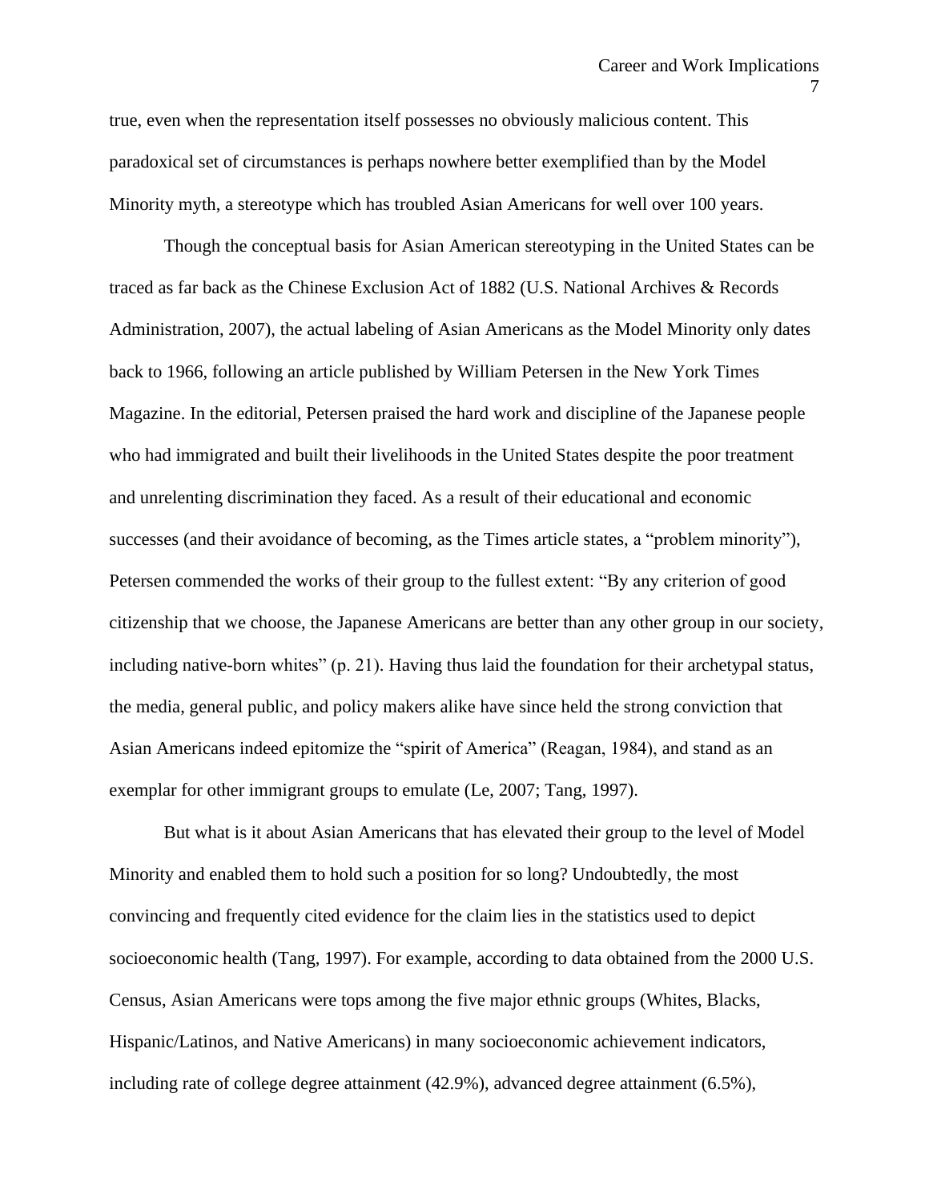true, even when the representation itself possesses no obviously malicious content. This paradoxical set of circumstances is perhaps nowhere better exemplified than by the Model Minority myth, a stereotype which has troubled Asian Americans for well over 100 years.

Though the conceptual basis for Asian American stereotyping in the United States can be traced as far back as the Chinese Exclusion Act of 1882 (U.S. National Archives & Records Administration, 2007), the actual labeling of Asian Americans as the Model Minority only dates back to 1966, following an article published by William Petersen in the New York Times Magazine. In the editorial, Petersen praised the hard work and discipline of the Japanese people who had immigrated and built their livelihoods in the United States despite the poor treatment and unrelenting discrimination they faced. As a result of their educational and economic successes (and their avoidance of becoming, as the Times article states, a "problem minority"), Petersen commended the works of their group to the fullest extent: "By any criterion of good citizenship that we choose, the Japanese Americans are better than any other group in our society, including native-born whites" (p. 21). Having thus laid the foundation for their archetypal status, the media, general public, and policy makers alike have since held the strong conviction that Asian Americans indeed epitomize the "spirit of America" (Reagan, 1984), and stand as an exemplar for other immigrant groups to emulate (Le, 2007; Tang, 1997).

But what is it about Asian Americans that has elevated their group to the level of Model Minority and enabled them to hold such a position for so long? Undoubtedly, the most convincing and frequently cited evidence for the claim lies in the statistics used to depict socioeconomic health (Tang, 1997). For example, according to data obtained from the 2000 U.S. Census, Asian Americans were tops among the five major ethnic groups (Whites, Blacks, Hispanic/Latinos, and Native Americans) in many socioeconomic achievement indicators, including rate of college degree attainment (42.9%), advanced degree attainment (6.5%),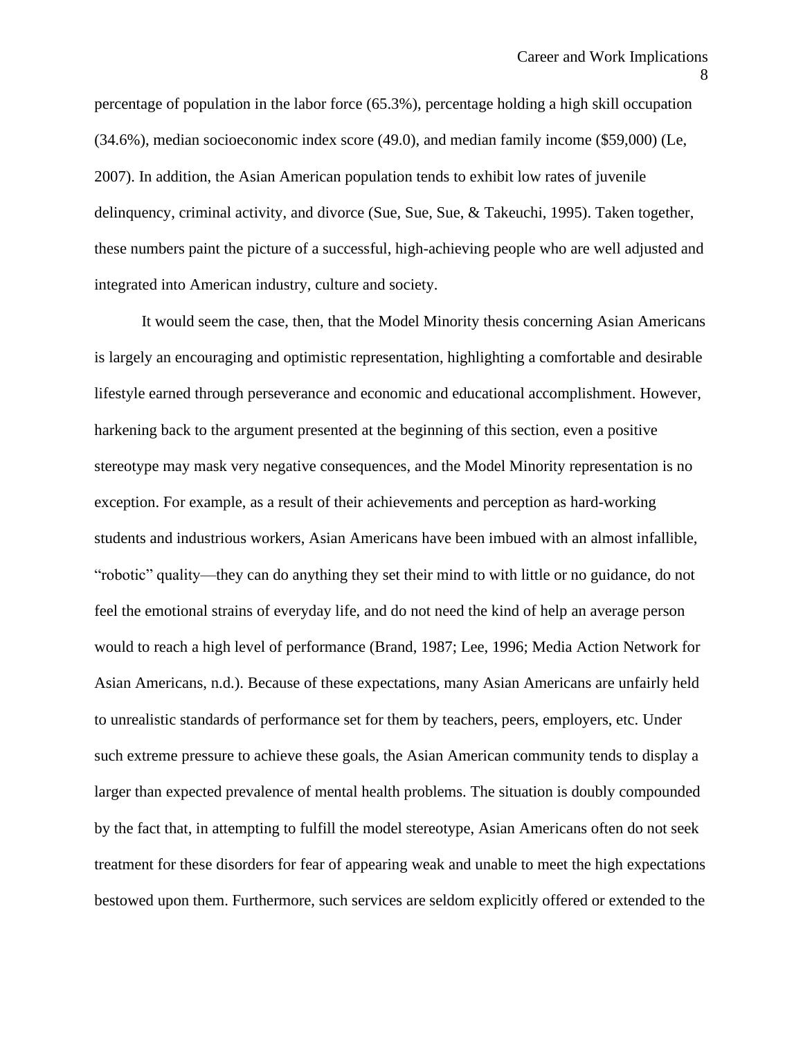percentage of population in the labor force (65.3%), percentage holding a high skill occupation (34.6%), median socioeconomic index score (49.0), and median family income ($59,000) (Le, 2007). In addition, the Asian American population tends to exhibit low rates of juvenile delinquency, criminal activity, and divorce (Sue, Sue, Sue, & Takeuchi, 1995). Taken together, these numbers paint the picture of a successful, high-achieving people who are well adjusted and integrated into American industry, culture and society.

It would seem the case, then, that the Model Minority thesis concerning Asian Americans is largely an encouraging and optimistic representation, highlighting a comfortable and desirable lifestyle earned through perseverance and economic and educational accomplishment. However, harkening back to the argument presented at the beginning of this section, even a positive stereotype may mask very negative consequences, and the Model Minority representation is no exception. For example, as a result of their achievements and perception as hard-working students and industrious workers, Asian Americans have been imbued with an almost infallible, "robotic" quality—they can do anything they set their mind to with little or no guidance, do not feel the emotional strains of everyday life, and do not need the kind of help an average person would to reach a high level of performance (Brand, 1987; Lee, 1996; Media Action Network for Asian Americans, n.d.). Because of these expectations, many Asian Americans are unfairly held to unrealistic standards of performance set for them by teachers, peers, employers, etc. Under such extreme pressure to achieve these goals, the Asian American community tends to display a larger than expected prevalence of mental health problems. The situation is doubly compounded by the fact that, in attempting to fulfill the model stereotype, Asian Americans often do not seek treatment for these disorders for fear of appearing weak and unable to meet the high expectations bestowed upon them. Furthermore, such services are seldom explicitly offered or extended to the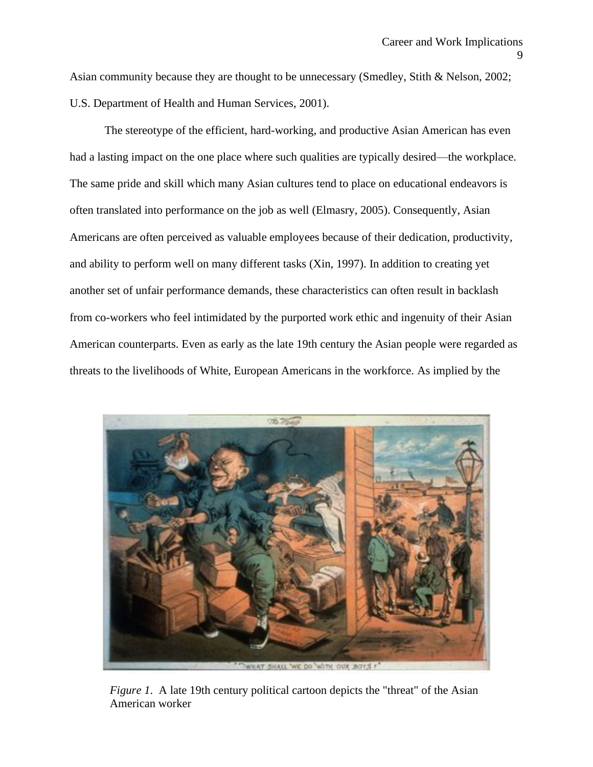Asian community because they are thought to be unnecessary (Smedley, Stith & Nelson, 2002; U.S. Department of Health and Human Services, 2001).

The stereotype of the efficient, hard-working, and productive Asian American has even had a lasting impact on the one place where such qualities are typically desired—the workplace. The same pride and skill which many Asian cultures tend to place on educational endeavors is often translated into performance on the job as well (Elmasry, 2005). Consequently, Asian Americans are often perceived as valuable employees because of their dedication, productivity, and ability to perform well on many different tasks (Xin, 1997). In addition to creating yet another set of unfair performance demands, these characteristics can often result in backlash from co-workers who feel intimidated by the purported work ethic and ingenuity of their Asian American counterparts. Even as early as the late 19th century the Asian people were regarded as threats to the livelihoods of White, European Americans in the workforce. As implied by the

*Figure 1*. A late 19th century political cartoon depicts the "threat" of the Asian American worker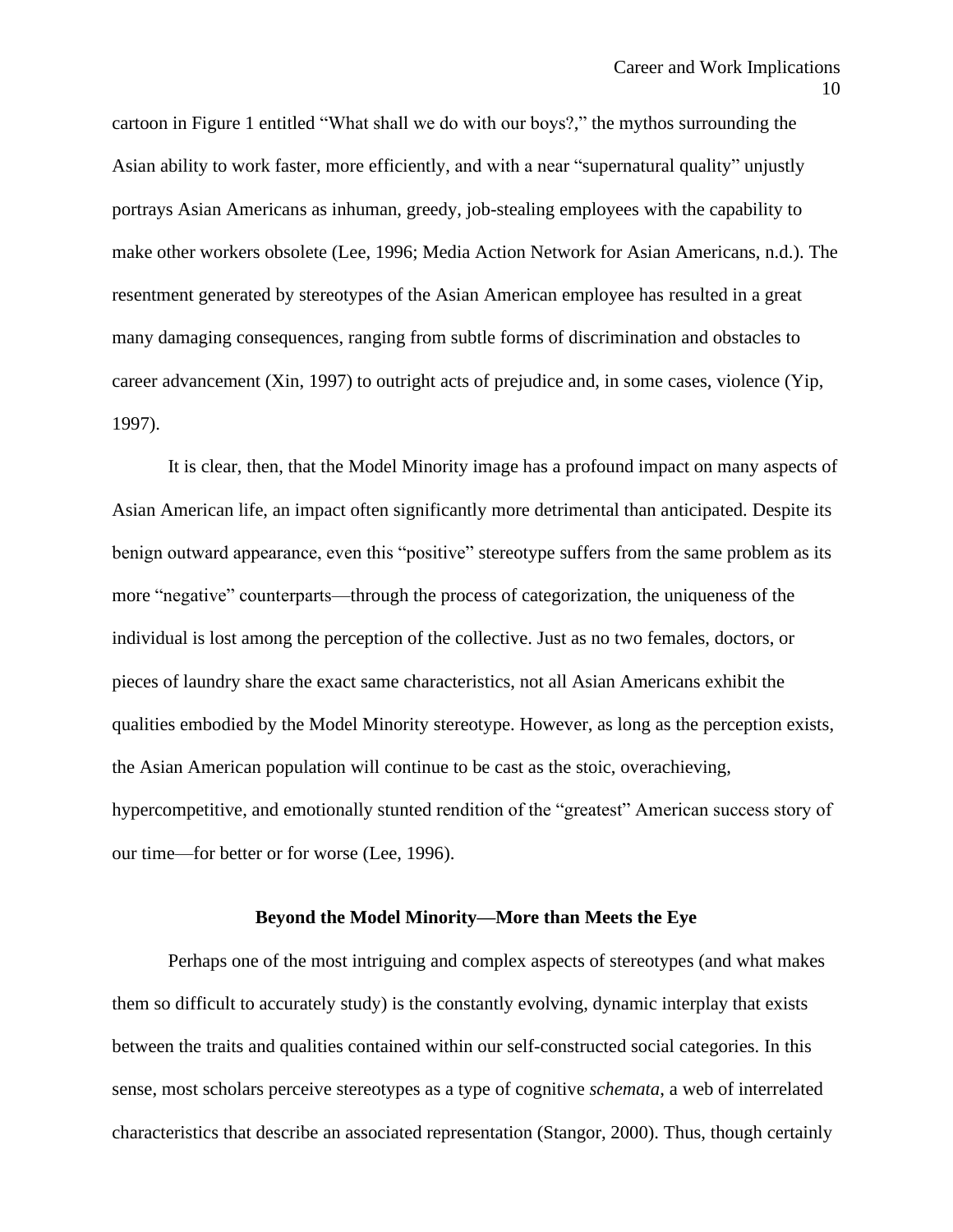cartoon in Figure 1 entitled “What shall we do with our boys?,” the mythos surrounding the Asian ability to work faster, more efficiently, and with a near “supernatural quality” unjustly portrays Asian Americans as inhuman, greedy, job-stealing employees with the capability to make other workers obsolete (Lee, 1996; Media Action Network for Asian Americans, n.d.). The resentment generated by stereotypes of the Asian American employee has resulted in a great many damaging consequences, ranging from subtle forms of discrimination and obstacles to career advancement (Xin, 1997) to outright acts of prejudice and, in some cases, violence (Yip, 1997).

It is clear, then, that the Model Minority image has a profound impact on many aspects of Asian American life, an impact often significantly more detrimental than anticipated. Despite its benign outward appearance, even this “positive” stereotype suffers from the same problem as its more “negative” counterparts—through the process of categorization, the uniqueness of the individual is lost among the perception of the collective. Just as no two females, doctors, or pieces of laundry share the exact same characteristics, not all Asian Americans exhibit the qualities embodied by the Model Minority stereotype. However, as long as the perception exists, the Asian American population will continue to be cast as the stoic, overachieving, hypercompetitive, and emotionally stunted rendition of the “greatest” American success story of our time—for better or for worse (Lee, 1996).

## Beyond the Model Minority—More than Meets the Eye

Perhaps one of the most intriguing and complex aspects of stereotypes (and what makes them so difficult to accurately study) is the constantly evolving, dynamic interplay that exists between the traits and qualities contained within our self-constructed social categories. In this sense, most scholars perceive stereotypes as a type of cognitive *schemata*, a web of interrelated characteristics that describe an associated representation (Stangor, 2000). Thus, though certainly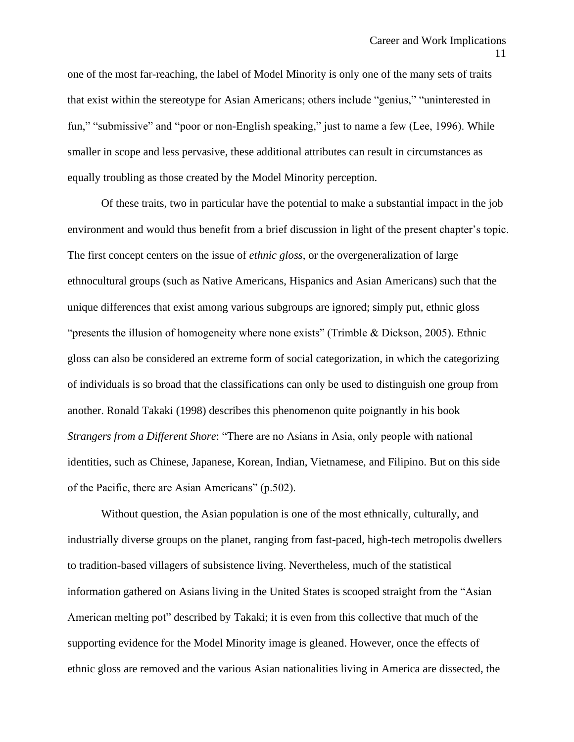one of the most far-reaching, the label of Model Minority is only one of the many sets of traits that exist within the stereotype for Asian Americans; others include "genius," "uninterested in fun," "submissive" and "poor or non-English speaking," just to name a few (Lee, 1996). While smaller in scope and less pervasive, these additional attributes can result in circumstances as equally troubling as those created by the Model Minority perception.

Of these traits, two in particular have the potential to make a substantial impact in the job environment and would thus benefit from a brief discussion in light of the present chapter's topic. The first concept centers on the issue of *ethnic gloss*, or the overgeneralization of large ethnocultural groups (such as Native Americans, Hispanics and Asian Americans) such that the unique differences that exist among various subgroups are ignored; simply put, ethnic gloss "presents the illusion of homogeneity where none exists" (Trimble & Dickson, 2005). Ethnic gloss can also be considered an extreme form of social categorization, in which the categorizing of individuals is so broad that the classifications can only be used to distinguish one group from another. Ronald Takaki (1998) describes this phenomenon quite poignantly in his book *Strangers from a Different Shore*: "There are no Asians in Asia, only people with national identities, such as Chinese, Japanese, Korean, Indian, Vietnamese, and Filipino. But on this side of the Pacific, there are Asian Americans" (p.502).

Without question, the Asian population is one of the most ethnically, culturally, and industrially diverse groups on the planet, ranging from fast-paced, high-tech metropolis dwellers to tradition-based villagers of subsistence living. Nevertheless, much of the statistical information gathered on Asians living in the United States is scooped straight from the "Asian American melting pot" described by Takaki; it is even from this collective that much of the supporting evidence for the Model Minority image is gleaned. However, once the effects of ethnic gloss are removed and the various Asian nationalities living in America are dissected, the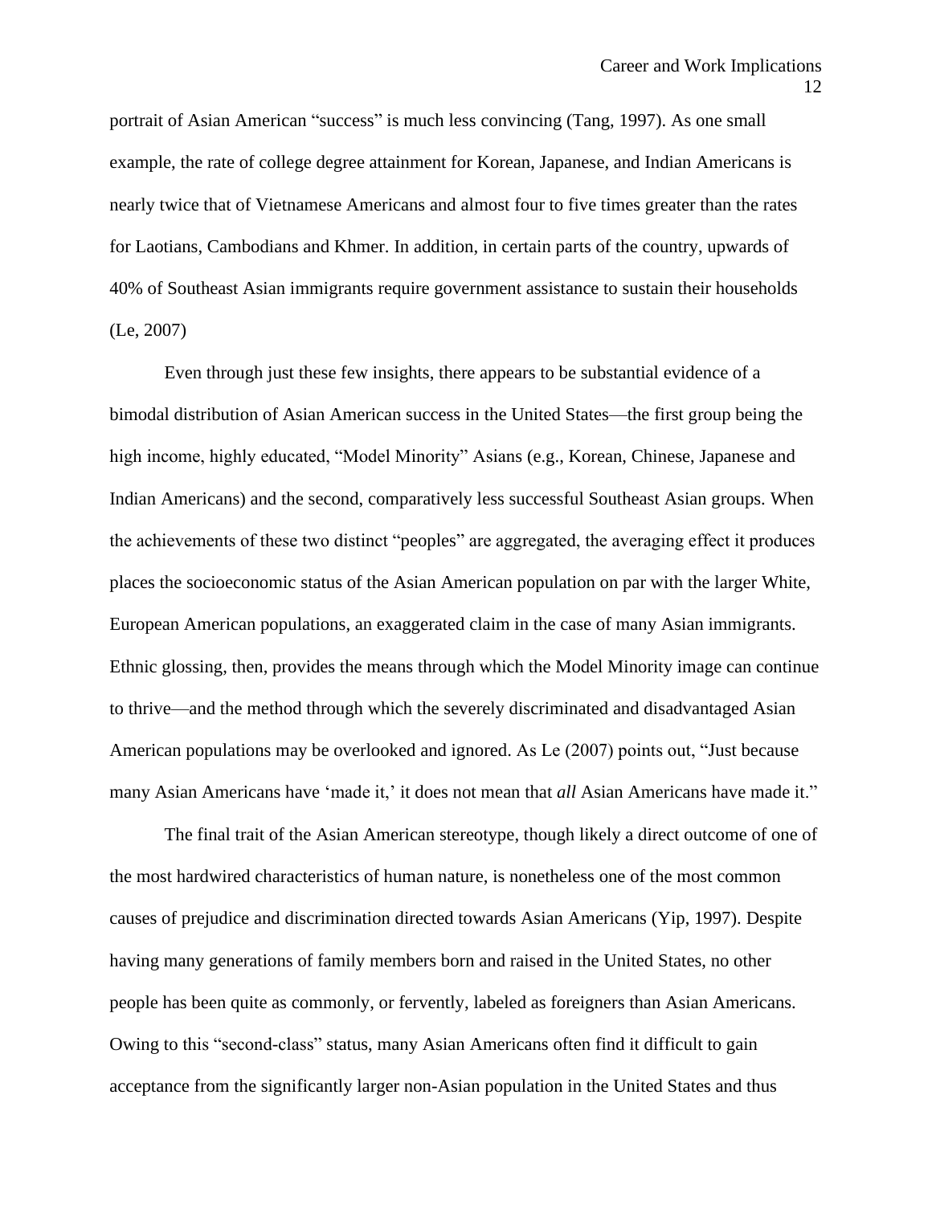portrait of Asian American "success" is much less convincing (Tang, 1997). As one small example, the rate of college degree attainment for Korean, Japanese, and Indian Americans is nearly twice that of Vietnamese Americans and almost four to five times greater than the rates for Laotians, Cambodians and Khmer. In addition, in certain parts of the country, upwards of 40% of Southeast Asian immigrants require government assistance to sustain their households (Le, 2007)

Even through just these few insights, there appears to be substantial evidence of a bimodal distribution of Asian American success in the United States—the first group being the high income, highly educated, "Model Minority" Asians (e.g., Korean, Chinese, Japanese and Indian Americans) and the second, comparatively less successful Southeast Asian groups. When the achievements of these two distinct "peoples" are aggregated, the averaging effect it produces places the socioeconomic status of the Asian American population on par with the larger White, European American populations, an exaggerated claim in the case of many Asian immigrants. Ethnic glossing, then, provides the means through which the Model Minority image can continue to thrive—and the method through which the severely discriminated and disadvantaged Asian American populations may be overlooked and ignored. As Le (2007) points out, "Just because many Asian Americans have 'made it,' it does not mean that *all* Asian Americans have made it."

The final trait of the Asian American stereotype, though likely a direct outcome of one of the most hardwired characteristics of human nature, is nonetheless one of the most common causes of prejudice and discrimination directed towards Asian Americans (Yip, 1997). Despite having many generations of family members born and raised in the United States, no other people has been quite as commonly, or fervently, labeled as foreigners than Asian Americans. Owing to this "second-class" status, many Asian Americans often find it difficult to gain acceptance from the significantly larger non-Asian population in the United States and thus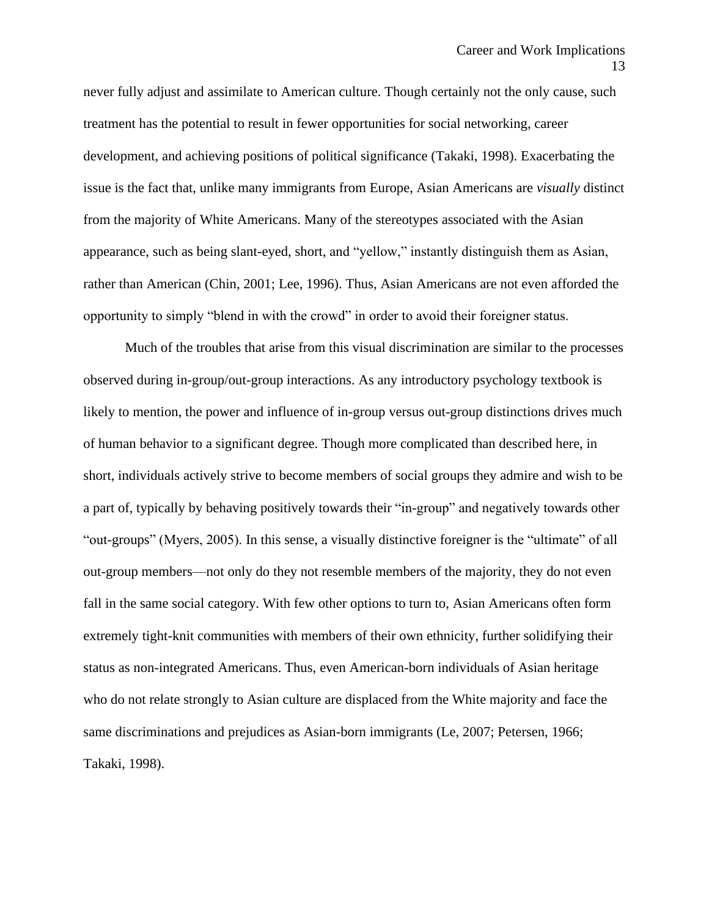never fully adjust and assimilate to American culture. Though certainly not the only cause, such treatment has the potential to result in fewer opportunities for social networking, career development, and achieving positions of political significance (Takaki, 1998). Exacerbating the issue is the fact that, unlike many immigrants from Europe, Asian Americans are *visually* distinct from the majority of White Americans. Many of the stereotypes associated with the Asian appearance, such as being slant-eyed, short, and "yellow," instantly distinguish them as Asian, rather than American (Chin, 2001; Lee, 1996). Thus, Asian Americans are not even afforded the opportunity to simply "blend in with the crowd" in order to avoid their foreigner status.

Much of the troubles that arise from this visual discrimination are similar to the processes observed during in-group/out-group interactions. As any introductory psychology textbook is likely to mention, the power and influence of in-group versus out-group distinctions drives much of human behavior to a significant degree. Though more complicated than described here, in short, individuals actively strive to become members of social groups they admire and wish to be a part of, typically by behaving positively towards their "in-group" and negatively towards other "out-groups" (Myers, 2005). In this sense, a visually distinctive foreigner is the "ultimate" of all out-group members—not only do they not resemble members of the majority, they do not even fall in the same social category. With few other options to turn to, Asian Americans often form extremely tight-knit communities with members of their own ethnicity, further solidifying their status as non-integrated Americans. Thus, even American-born individuals of Asian heritage who do not relate strongly to Asian culture are displaced from the White majority and face the same discriminations and prejudices as Asian-born immigrants (Le, 2007; Petersen, 1966; Takaki, 1998).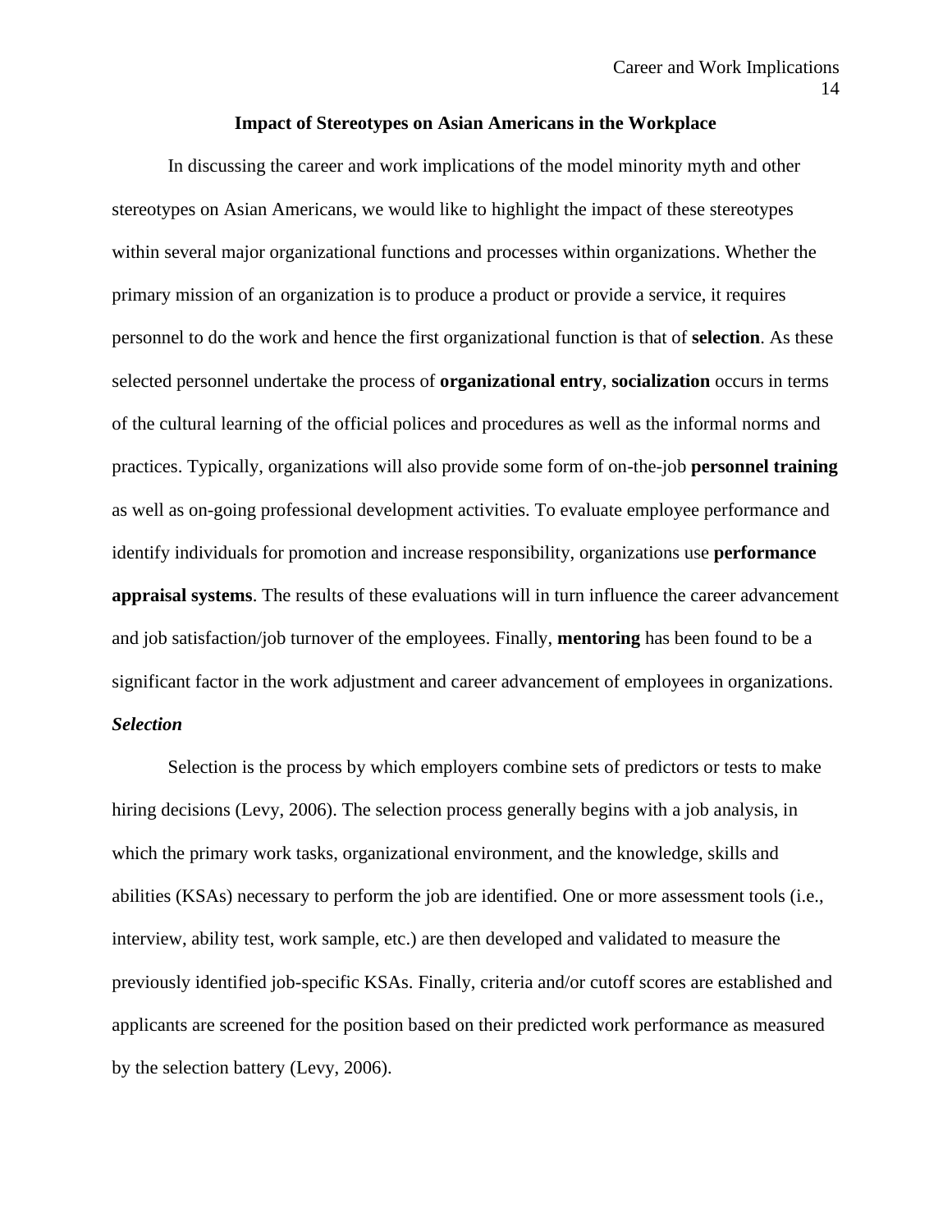## Impact of Stereotypes on Asian Americans in the Workplace

In discussing the career and work implications of the model minority myth and other stereotypes on Asian Americans, we would like to highlight the impact of these stereotypes within several major organizational functions and processes within organizations. Whether the primary mission of an organization is to produce a product or provide a service, it requires personnel to do the work and hence the first organizational function is that of **selection**. As these selected personnel undertake the process of **organizational entry**, **socialization** occurs in terms of the cultural learning of the official polices and procedures as well as the informal norms and practices. Typically, organizations will also provide some form of on-the-job **personnel training** as well as on-going professional development activities. To evaluate employee performance and identify individuals for promotion and increase responsibility, organizations use **performance appraisal systems**. The results of these evaluations will in turn influence the career advancement and job satisfaction/job turnover of the employees. Finally, **mentoring** has been found to be a significant factor in the work adjustment and career advancement of employees in organizations.

### *Selection*

Selection is the process by which employers combine sets of predictors or tests to make hiring decisions (Levy, 2006). The selection process generally begins with a job analysis, in which the primary work tasks, organizational environment, and the knowledge, skills and abilities (KSAs) necessary to perform the job are identified. One or more assessment tools (i.e., interview, ability test, work sample, etc.) are then developed and validated to measure the previously identified job-specific KSAs. Finally, criteria and/or cutoff scores are established and applicants are screened for the position based on their predicted work performance as measured by the selection battery (Levy, 2006).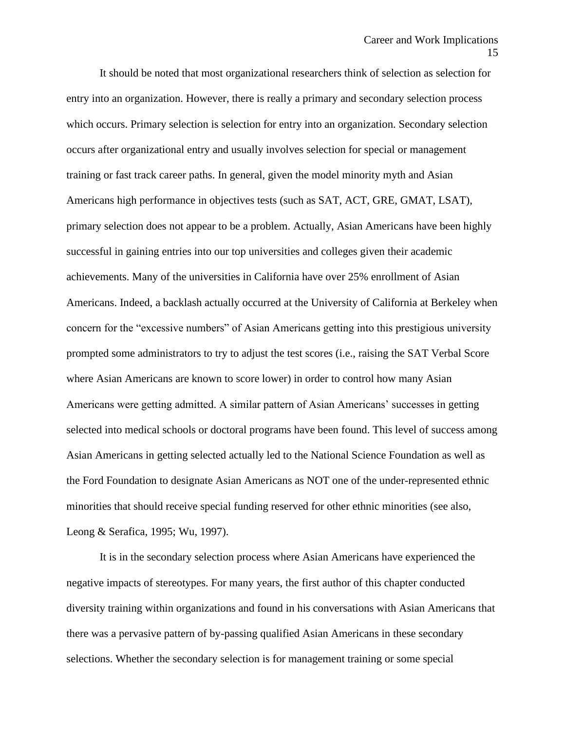It should be noted that most organizational researchers think of selection as selection for entry into an organization. However, there is really a primary and secondary selection process which occurs. Primary selection is selection for entry into an organization. Secondary selection occurs after organizational entry and usually involves selection for special or management training or fast track career paths. In general, given the model minority myth and Asian Americans high performance in objectives tests (such as SAT, ACT, GRE, GMAT, LSAT), primary selection does not appear to be a problem. Actually, Asian Americans have been highly successful in gaining entries into our top universities and colleges given their academic achievements. Many of the universities in California have over 25% enrollment of Asian Americans. Indeed, a backlash actually occurred at the University of California at Berkeley when concern for the "excessive numbers" of Asian Americans getting into this prestigious university prompted some administrators to try to adjust the test scores (i.e., raising the SAT Verbal Score where Asian Americans are known to score lower) in order to control how many Asian Americans were getting admitted. A similar pattern of Asian Americans' successes in getting selected into medical schools or doctoral programs have been found. This level of success among Asian Americans in getting selected actually led to the National Science Foundation as well as the Ford Foundation to designate Asian Americans as NOT one of the under-represented ethnic minorities that should receive special funding reserved for other ethnic minorities (see also, Leong & Serafica, 1995; Wu, 1997).

It is in the secondary selection process where Asian Americans have experienced the negative impacts of stereotypes. For many years, the first author of this chapter conducted diversity training within organizations and found in his conversations with Asian Americans that there was a pervasive pattern of by-passing qualified Asian Americans in these secondary selections. Whether the secondary selection is for management training or some special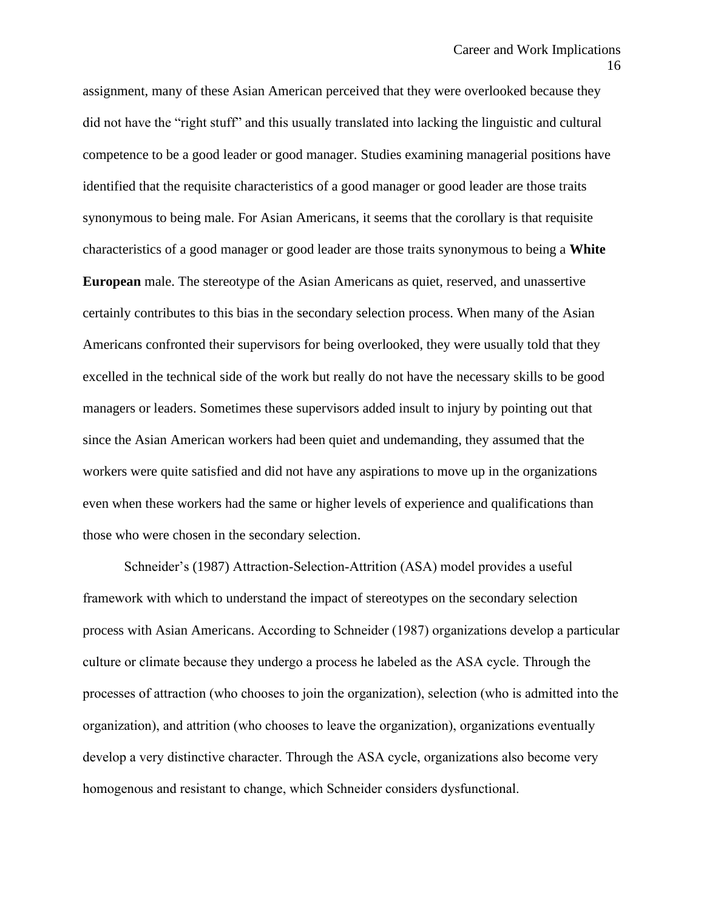assignment, many of these Asian American perceived that they were overlooked because they did not have the "right stuff" and this usually translated into lacking the linguistic and cultural competence to be a good leader or good manager. Studies examining managerial positions have identified that the requisite characteristics of a good manager or good leader are those traits synonymous to being male. For Asian Americans, it seems that the corollary is that requisite characteristics of a good manager or good leader are those traits synonymous to being a **White European** male. The stereotype of the Asian Americans as quiet, reserved, and unassertive certainly contributes to this bias in the secondary selection process. When many of the Asian Americans confronted their supervisors for being overlooked, they were usually told that they excelled in the technical side of the work but really do not have the necessary skills to be good managers or leaders. Sometimes these supervisors added insult to injury by pointing out that since the Asian American workers had been quiet and undemanding, they assumed that the workers were quite satisfied and did not have any aspirations to move up in the organizations even when these workers had the same or higher levels of experience and qualifications than those who were chosen in the secondary selection.

Schneider's (1987) Attraction-Selection-Attrition (ASA) model provides a useful framework with which to understand the impact of stereotypes on the secondary selection process with Asian Americans. According to Schneider (1987) organizations develop a particular culture or climate because they undergo a process he labeled as the ASA cycle. Through the processes of attraction (who chooses to join the organization), selection (who is admitted into the organization), and attrition (who chooses to leave the organization), organizations eventually develop a very distinctive character. Through the ASA cycle, organizations also become very homogenous and resistant to change, which Schneider considers dysfunctional.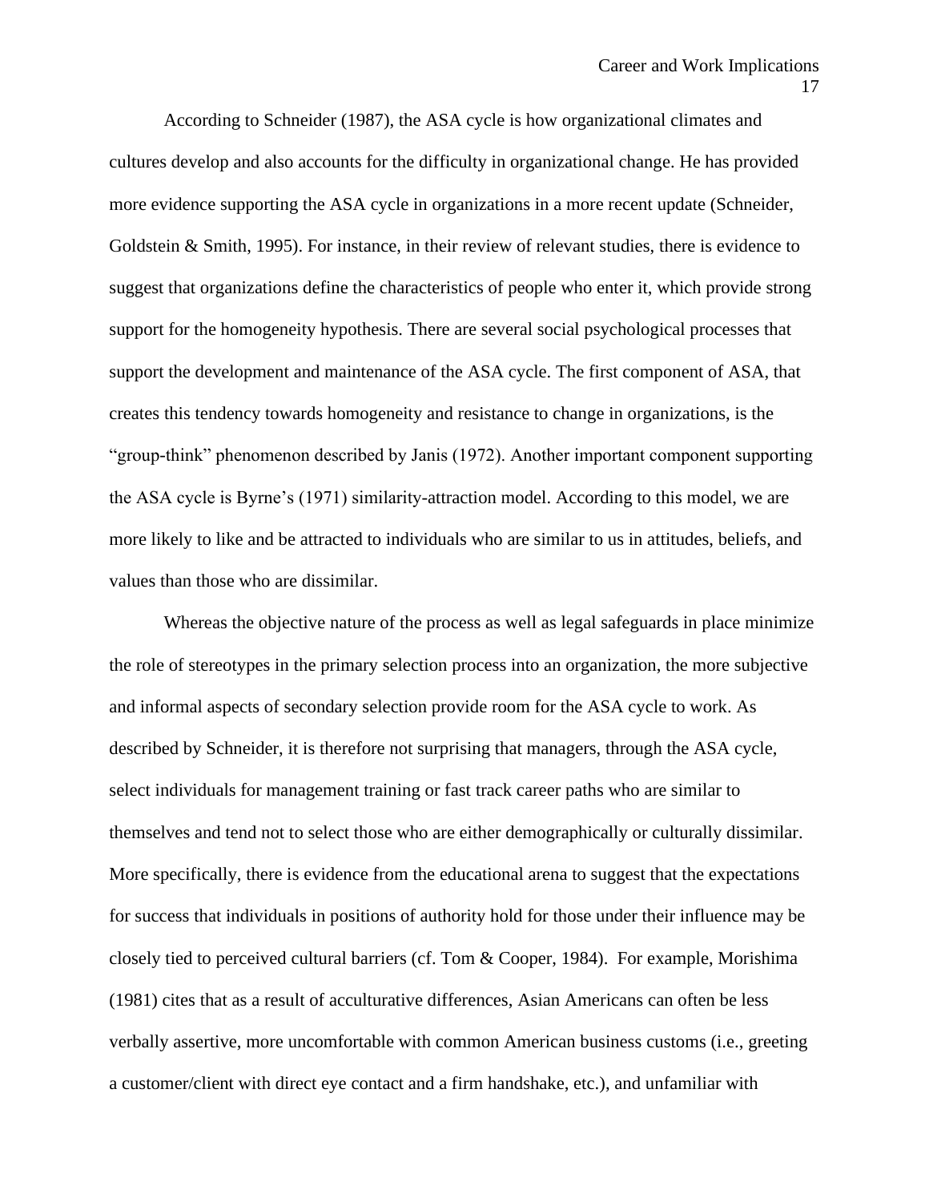According to Schneider (1987), the ASA cycle is how organizational climates and cultures develop and also accounts for the difficulty in organizational change. He has provided more evidence supporting the ASA cycle in organizations in a more recent update (Schneider, Goldstein & Smith, 1995). For instance, in their review of relevant studies, there is evidence to suggest that organizations define the characteristics of people who enter it, which provide strong support for the homogeneity hypothesis. There are several social psychological processes that support the development and maintenance of the ASA cycle. The first component of ASA, that creates this tendency towards homogeneity and resistance to change in organizations, is the "group-think" phenomenon described by Janis (1972). Another important component supporting the ASA cycle is Byrne's (1971) similarity-attraction model. According to this model, we are more likely to like and be attracted to individuals who are similar to us in attitudes, beliefs, and values than those who are dissimilar.

Whereas the objective nature of the process as well as legal safeguards in place minimize the role of stereotypes in the primary selection process into an organization, the more subjective and informal aspects of secondary selection provide room for the ASA cycle to work. As described by Schneider, it is therefore not surprising that managers, through the ASA cycle, select individuals for management training or fast track career paths who are similar to themselves and tend not to select those who are either demographically or culturally dissimilar. More specifically, there is evidence from the educational arena to suggest that the expectations for success that individuals in positions of authority hold for those under their influence may be closely tied to perceived cultural barriers (cf. Tom & Cooper, 1984). For example, Morishima (1981) cites that as a result of acculturative differences, Asian Americans can often be less verbally assertive, more uncomfortable with common American business customs (i.e., greeting a customer/client with direct eye contact and a firm handshake, etc.), and unfamiliar with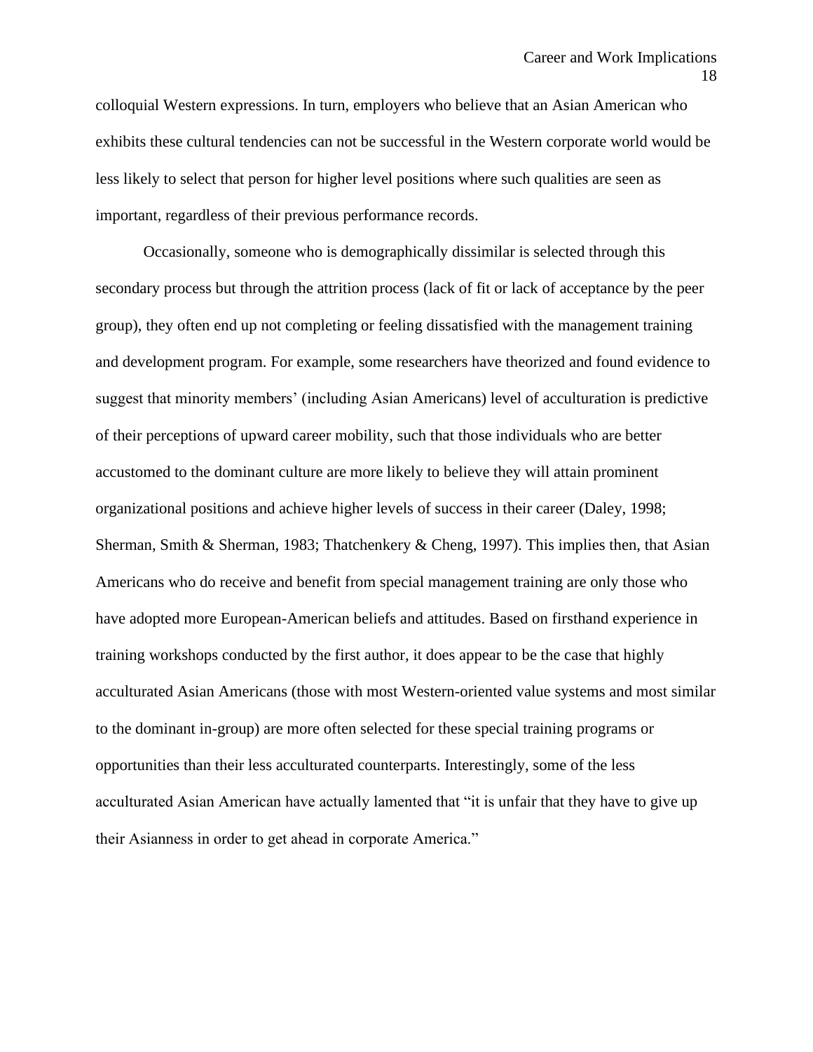colloquial Western expressions. In turn, employers who believe that an Asian American who exhibits these cultural tendencies can not be successful in the Western corporate world would be less likely to select that person for higher level positions where such qualities are seen as important, regardless of their previous performance records.

Occasionally, someone who is demographically dissimilar is selected through this secondary process but through the attrition process (lack of fit or lack of acceptance by the peer group), they often end up not completing or feeling dissatisfied with the management training and development program. For example, some researchers have theorized and found evidence to suggest that minority members' (including Asian Americans) level of acculturation is predictive of their perceptions of upward career mobility, such that those individuals who are better accustomed to the dominant culture are more likely to believe they will attain prominent organizational positions and achieve higher levels of success in their career (Daley, 1998; Sherman, Smith & Sherman, 1983; Thatchenkery & Cheng, 1997). This implies then, that Asian Americans who do receive and benefit from special management training are only those who have adopted more European-American beliefs and attitudes. Based on firsthand experience in training workshops conducted by the first author, it does appear to be the case that highly acculturated Asian Americans (those with most Western-oriented value systems and most similar to the dominant in-group) are more often selected for these special training programs or opportunities than their less acculturated counterparts. Interestingly, some of the less acculturated Asian American have actually lamented that "it is unfair that they have to give up their Asianness in order to get ahead in corporate America."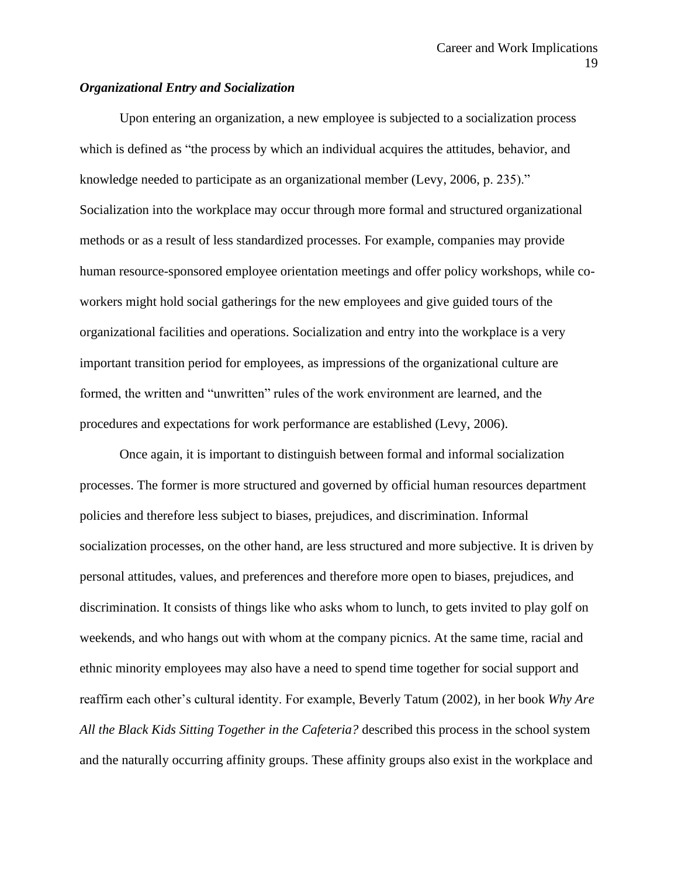***Organizational Entry and Socialization***

Upon entering an organization, a new employee is subjected to a socialization process which is defined as "the process by which an individual acquires the attitudes, behavior, and knowledge needed to participate as an organizational member (Levy, 2006, p. 235)." Socialization into the workplace may occur through more formal and structured organizational methods or as a result of less standardized processes. For example, companies may provide human resource-sponsored employee orientation meetings and offer policy workshops, while co-workers might hold social gatherings for the new employees and give guided tours of the organizational facilities and operations. Socialization and entry into the workplace is a very important transition period for employees, as impressions of the organizational culture are formed, the written and "unwritten" rules of the work environment are learned, and the procedures and expectations for work performance are established (Levy, 2006).

Once again, it is important to distinguish between formal and informal socialization processes. The former is more structured and governed by official human resources department policies and therefore less subject to biases, prejudices, and discrimination. Informal socialization processes, on the other hand, are less structured and more subjective. It is driven by personal attitudes, values, and preferences and therefore more open to biases, prejudices, and discrimination. It consists of things like who asks whom to lunch, to gets invited to play golf on weekends, and who hangs out with whom at the company picnics. At the same time, racial and ethnic minority employees may also have a need to spend time together for social support and reaffirm each other's cultural identity. For example, Beverly Tatum (2002), in her book *Why Are All the Black Kids Sitting Together in the Cafeteria?* described this process in the school system and the naturally occurring affinity groups. These affinity groups also exist in the workplace and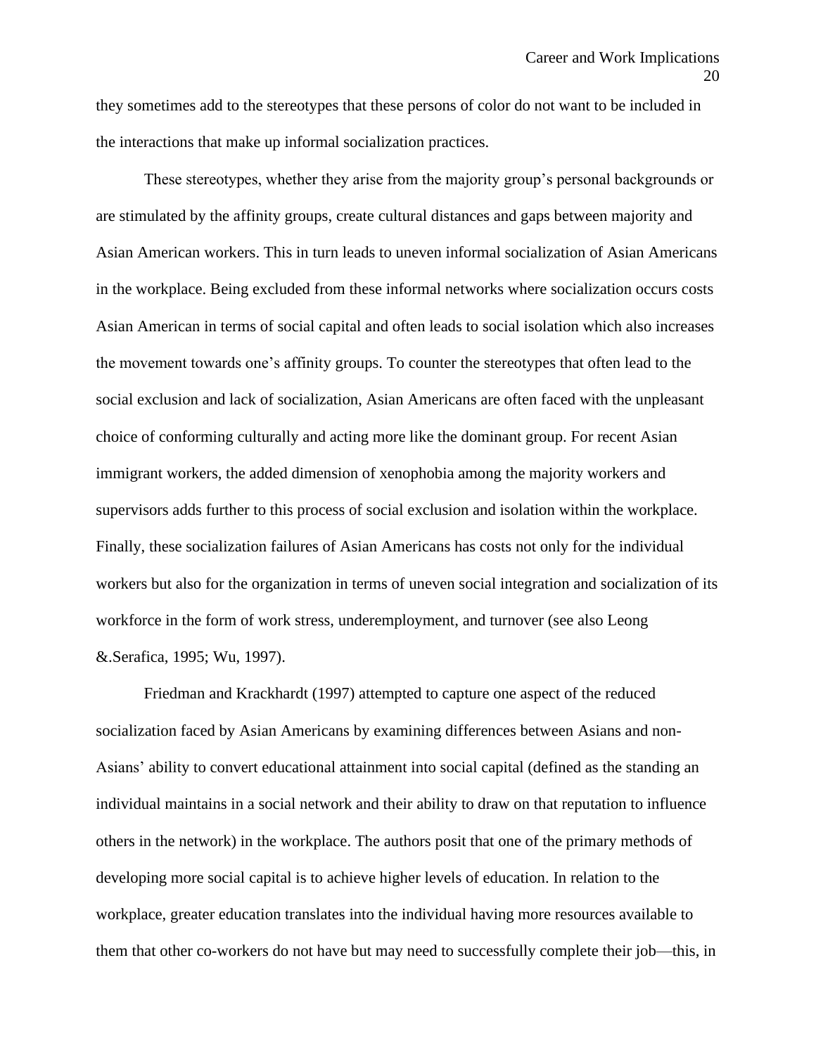they sometimes add to the stereotypes that these persons of color do not want to be included in the interactions that make up informal socialization practices.

These stereotypes, whether they arise from the majority group's personal backgrounds or are stimulated by the affinity groups, create cultural distances and gaps between majority and Asian American workers. This in turn leads to uneven informal socialization of Asian Americans in the workplace. Being excluded from these informal networks where socialization occurs costs Asian American in terms of social capital and often leads to social isolation which also increases the movement towards one's affinity groups. To counter the stereotypes that often lead to the social exclusion and lack of socialization, Asian Americans are often faced with the unpleasant choice of conforming culturally and acting more like the dominant group. For recent Asian immigrant workers, the added dimension of xenophobia among the majority workers and supervisors adds further to this process of social exclusion and isolation within the workplace. Finally, these socialization failures of Asian Americans has costs not only for the individual workers but also for the organization in terms of uneven social integration and socialization of its workforce in the form of work stress, underemployment, and turnover (see also Leong &.Serafica, 1995; Wu, 1997).

Friedman and Krackhardt (1997) attempted to capture one aspect of the reduced socialization faced by Asian Americans by examining differences between Asians and non-Asians' ability to convert educational attainment into social capital (defined as the standing an individual maintains in a social network and their ability to draw on that reputation to influence others in the network) in the workplace. The authors posit that one of the primary methods of developing more social capital is to achieve higher levels of education. In relation to the workplace, greater education translates into the individual having more resources available to them that other co-workers do not have but may need to successfully complete their job—this, in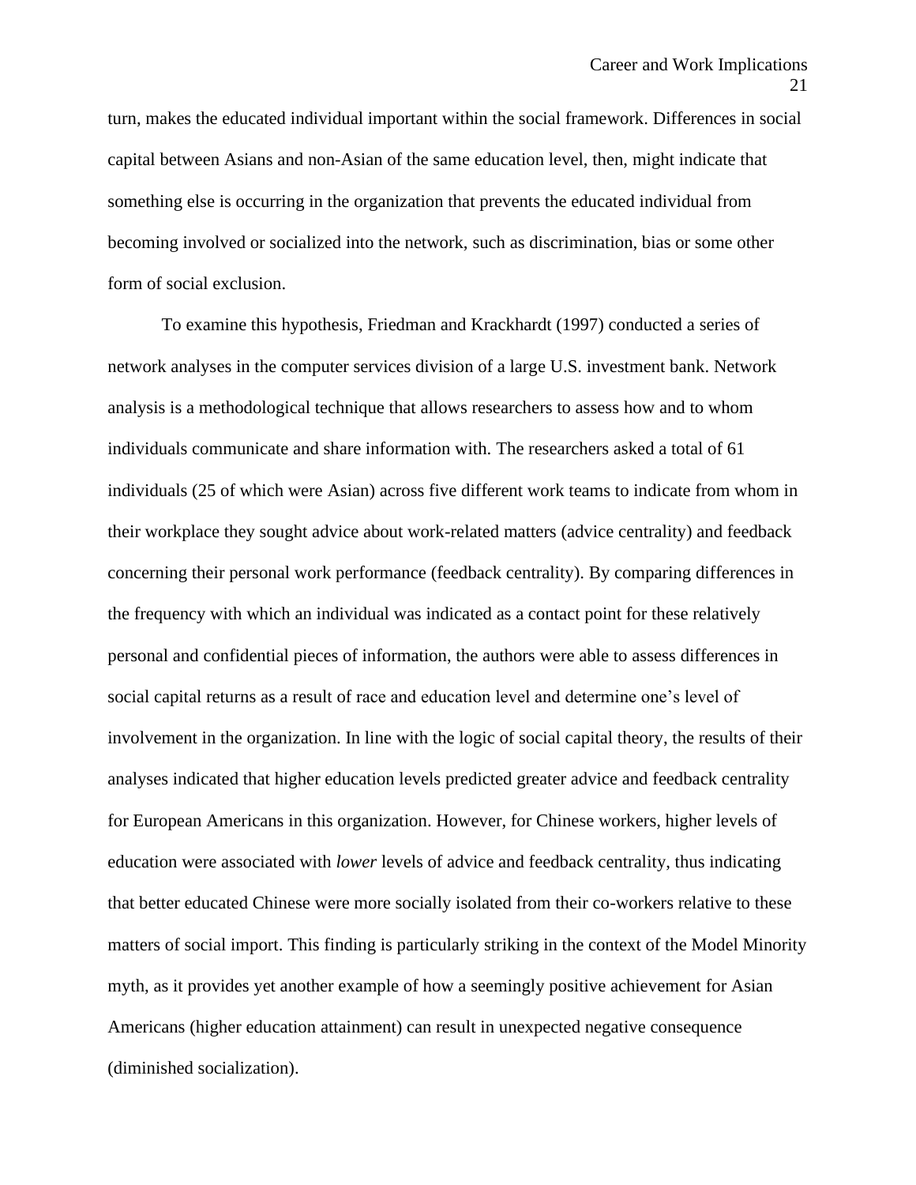turn, makes the educated individual important within the social framework. Differences in social capital between Asians and non-Asian of the same education level, then, might indicate that something else is occurring in the organization that prevents the educated individual from becoming involved or socialized into the network, such as discrimination, bias or some other form of social exclusion.

To examine this hypothesis, Friedman and Krackhardt (1997) conducted a series of network analyses in the computer services division of a large U.S. investment bank. Network analysis is a methodological technique that allows researchers to assess how and to whom individuals communicate and share information with. The researchers asked a total of 61 individuals (25 of which were Asian) across five different work teams to indicate from whom in their workplace they sought advice about work-related matters (advice centrality) and feedback concerning their personal work performance (feedback centrality). By comparing differences in the frequency with which an individual was indicated as a contact point for these relatively personal and confidential pieces of information, the authors were able to assess differences in social capital returns as a result of race and education level and determine one's level of involvement in the organization. In line with the logic of social capital theory, the results of their analyses indicated that higher education levels predicted greater advice and feedback centrality for European Americans in this organization. However, for Chinese workers, higher levels of education were associated with *lower* levels of advice and feedback centrality, thus indicating that better educated Chinese were more socially isolated from their co-workers relative to these matters of social import. This finding is particularly striking in the context of the Model Minority myth, as it provides yet another example of how a seemingly positive achievement for Asian Americans (higher education attainment) can result in unexpected negative consequence (diminished socialization).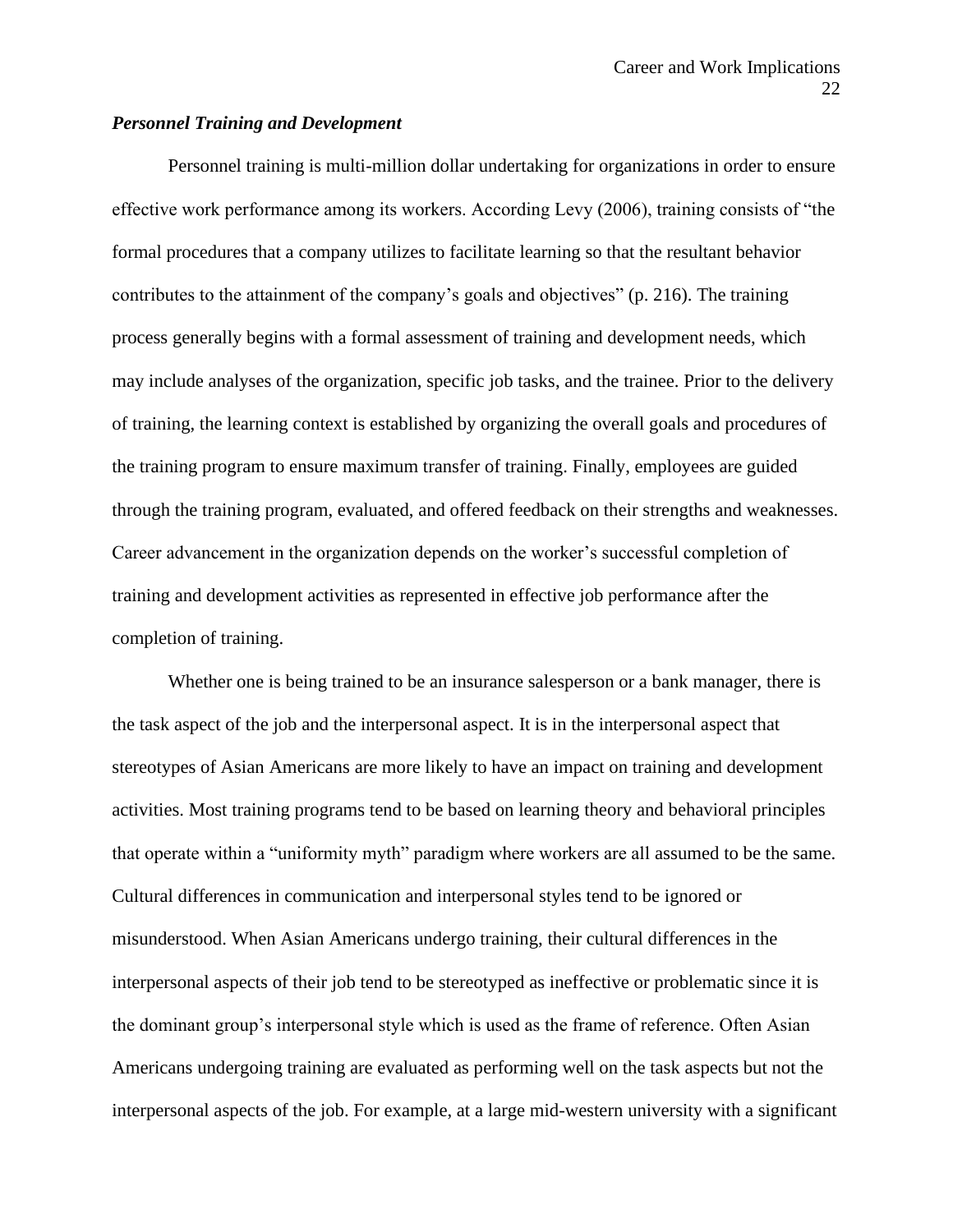### ***Personnel Training and Development***

Personnel training is multi-million dollar undertaking for organizations in order to ensure effective work performance among its workers. According Levy (2006), training consists of "the formal procedures that a company utilizes to facilitate learning so that the resultant behavior contributes to the attainment of the company's goals and objectives" (p. 216). The training process generally begins with a formal assessment of training and development needs, which may include analyses of the organization, specific job tasks, and the trainee. Prior to the delivery of training, the learning context is established by organizing the overall goals and procedures of the training program to ensure maximum transfer of training. Finally, employees are guided through the training program, evaluated, and offered feedback on their strengths and weaknesses. Career advancement in the organization depends on the worker's successful completion of training and development activities as represented in effective job performance after the completion of training.

Whether one is being trained to be an insurance salesperson or a bank manager, there is the task aspect of the job and the interpersonal aspect. It is in the interpersonal aspect that stereotypes of Asian Americans are more likely to have an impact on training and development activities. Most training programs tend to be based on learning theory and behavioral principles that operate within a "uniformity myth" paradigm where workers are all assumed to be the same. Cultural differences in communication and interpersonal styles tend to be ignored or misunderstood. When Asian Americans undergo training, their cultural differences in the interpersonal aspects of their job tend to be stereotyped as ineffective or problematic since it is the dominant group's interpersonal style which is used as the frame of reference. Often Asian Americans undergoing training are evaluated as performing well on the task aspects but not the interpersonal aspects of the job. For example, at a large mid-western university with a significant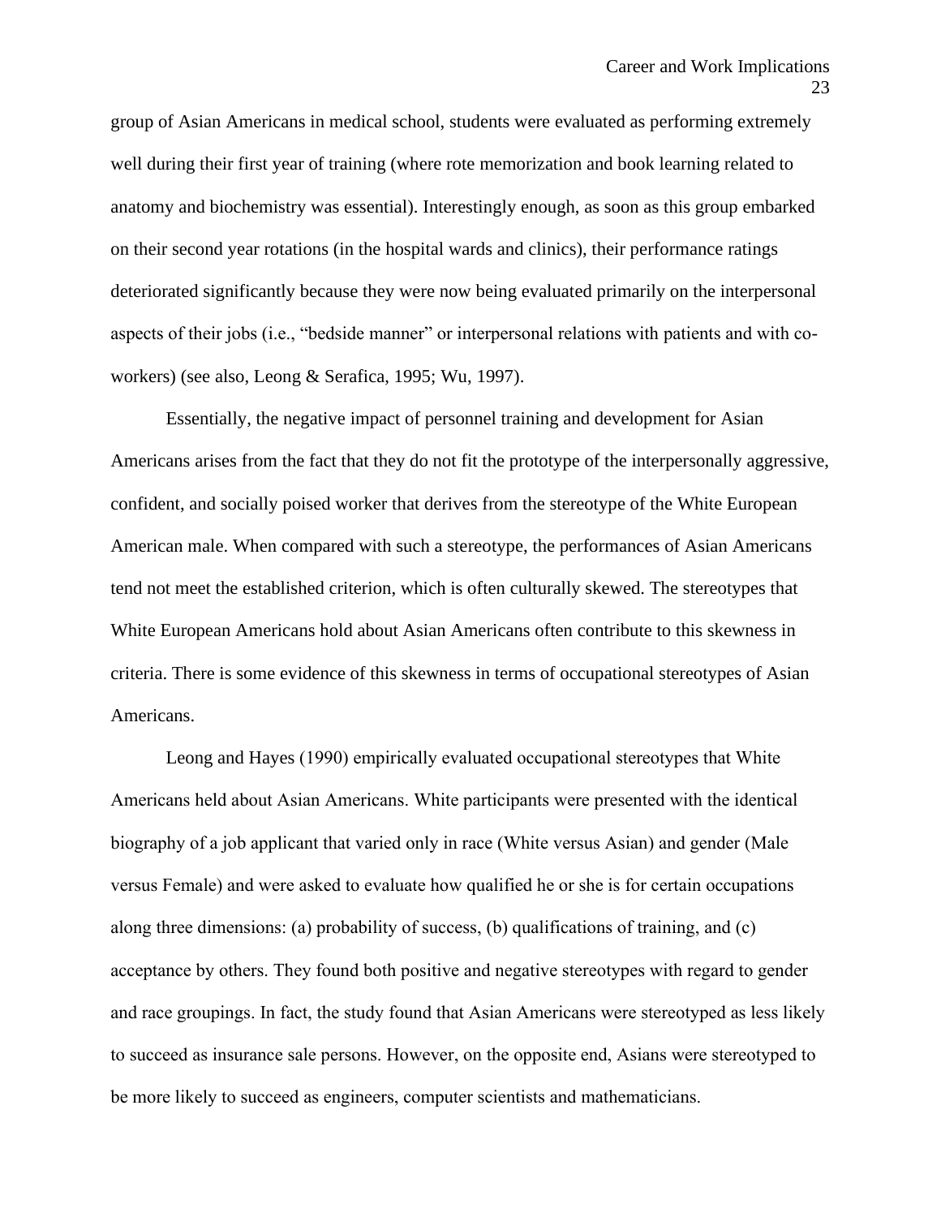group of Asian Americans in medical school, students were evaluated as performing extremely well during their first year of training (where rote memorization and book learning related to anatomy and biochemistry was essential). Interestingly enough, as soon as this group embarked on their second year rotations (in the hospital wards and clinics), their performance ratings deteriorated significantly because they were now being evaluated primarily on the interpersonal aspects of their jobs (i.e., "bedside manner" or interpersonal relations with patients and with co-workers) (see also, Leong & Serafica, 1995; Wu, 1997).

Essentially, the negative impact of personnel training and development for Asian Americans arises from the fact that they do not fit the prototype of the interpersonally aggressive, confident, and socially poised worker that derives from the stereotype of the White European American male. When compared with such a stereotype, the performances of Asian Americans tend not meet the established criterion, which is often culturally skewed. The stereotypes that White European Americans hold about Asian Americans often contribute to this skewness in criteria. There is some evidence of this skewness in terms of occupational stereotypes of Asian Americans.

Leong and Hayes (1990) empirically evaluated occupational stereotypes that White Americans held about Asian Americans. White participants were presented with the identical biography of a job applicant that varied only in race (White versus Asian) and gender (Male versus Female) and were asked to evaluate how qualified he or she is for certain occupations along three dimensions: (a) probability of success, (b) qualifications of training, and (c) acceptance by others. They found both positive and negative stereotypes with regard to gender and race groupings. In fact, the study found that Asian Americans were stereotyped as less likely to succeed as insurance sale persons. However, on the opposite end, Asians were stereotyped to be more likely to succeed as engineers, computer scientists and mathematicians.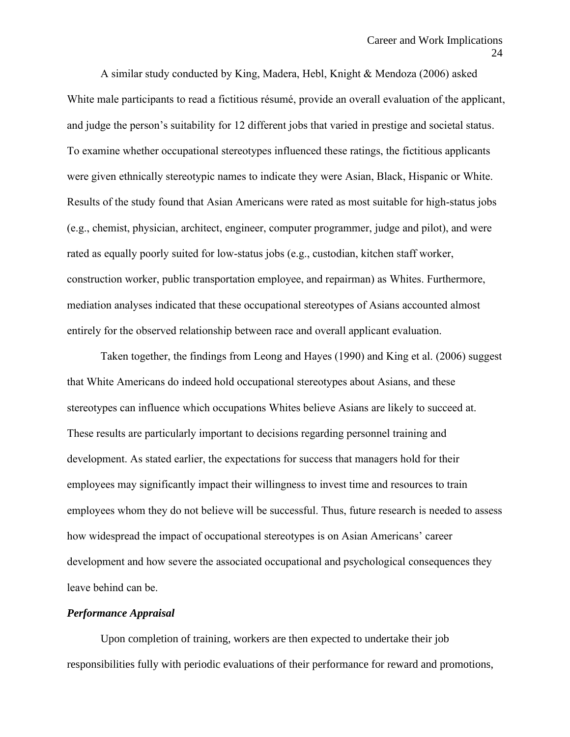A similar study conducted by King, Madera, Hebl, Knight & Mendoza (2006) asked White male participants to read a fictitious résumé, provide an overall evaluation of the applicant, and judge the person's suitability for 12 different jobs that varied in prestige and societal status. To examine whether occupational stereotypes influenced these ratings, the fictitious applicants were given ethnically stereotypic names to indicate they were Asian, Black, Hispanic or White. Results of the study found that Asian Americans were rated as most suitable for high-status jobs (e.g., chemist, physician, architect, engineer, computer programmer, judge and pilot), and were rated as equally poorly suited for low-status jobs (e.g., custodian, kitchen staff worker, construction worker, public transportation employee, and repairman) as Whites. Furthermore, mediation analyses indicated that these occupational stereotypes of Asians accounted almost entirely for the observed relationship between race and overall applicant evaluation.

Taken together, the findings from Leong and Hayes (1990) and King et al. (2006) suggest that White Americans do indeed hold occupational stereotypes about Asians, and these stereotypes can influence which occupations Whites believe Asians are likely to succeed at. These results are particularly important to decisions regarding personnel training and development. As stated earlier, the expectations for success that managers hold for their employees may significantly impact their willingness to invest time and resources to train employees whom they do not believe will be successful. Thus, future research is needed to assess how widespread the impact of occupational stereotypes is on Asian Americans' career development and how severe the associated occupational and psychological consequences they leave behind can be.

### *Performance Appraisal*

Upon completion of training, workers are then expected to undertake their job responsibilities fully with periodic evaluations of their performance for reward and promotions,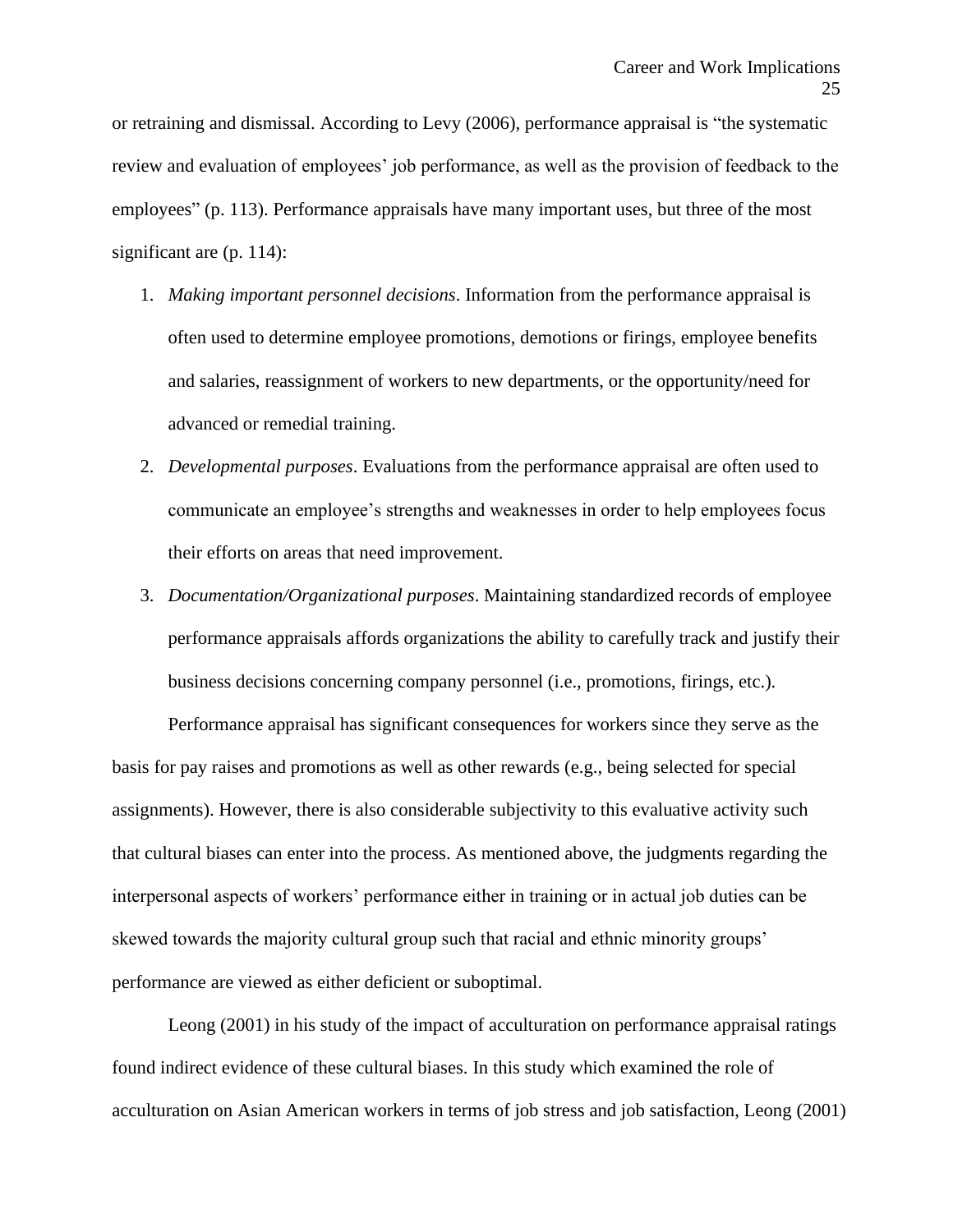or retraining and dismissal. According to Levy (2006), performance appraisal is "the systematic review and evaluation of employees' job performance, as well as the provision of feedback to the employees" (p. 113). Performance appraisals have many important uses, but three of the most significant are (p. 114):

1. *Making important personnel decisions*. Information from the performance appraisal is often used to determine employee promotions, demotions or firings, employee benefits and salaries, reassignment of workers to new departments, or the opportunity/need for advanced or remedial training.
2. *Developmental purposes*. Evaluations from the performance appraisal are often used to communicate an employee's strengths and weaknesses in order to help employees focus their efforts on areas that need improvement.
3. *Documentation/Organizational purposes*. Maintaining standardized records of employee performance appraisals affords organizations the ability to carefully track and justify their business decisions concerning company personnel (i.e., promotions, firings, etc.).

Performance appraisal has significant consequences for workers since they serve as the basis for pay raises and promotions as well as other rewards (e.g., being selected for special assignments). However, there is also considerable subjectivity to this evaluative activity such that cultural biases can enter into the process. As mentioned above, the judgments regarding the interpersonal aspects of workers' performance either in training or in actual job duties can be skewed towards the majority cultural group such that racial and ethnic minority groups' performance are viewed as either deficient or suboptimal.

Leong (2001) in his study of the impact of acculturation on performance appraisal ratings found indirect evidence of these cultural biases. In this study which examined the role of acculturation on Asian American workers in terms of job stress and job satisfaction, Leong (2001)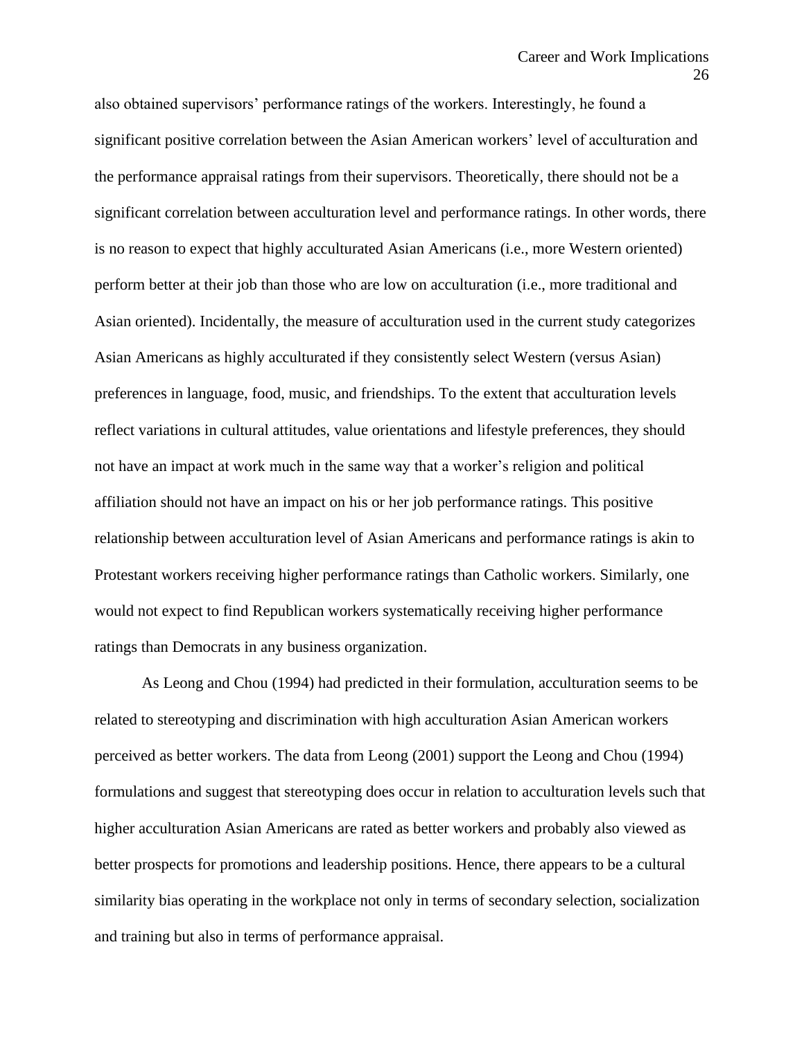also obtained supervisors' performance ratings of the workers. Interestingly, he found a significant positive correlation between the Asian American workers' level of acculturation and the performance appraisal ratings from their supervisors. Theoretically, there should not be a significant correlation between acculturation level and performance ratings. In other words, there is no reason to expect that highly acculturated Asian Americans (i.e., more Western oriented) perform better at their job than those who are low on acculturation (i.e., more traditional and Asian oriented). Incidentally, the measure of acculturation used in the current study categorizes Asian Americans as highly acculturated if they consistently select Western (versus Asian) preferences in language, food, music, and friendships. To the extent that acculturation levels reflect variations in cultural attitudes, value orientations and lifestyle preferences, they should not have an impact at work much in the same way that a worker's religion and political affiliation should not have an impact on his or her job performance ratings. This positive relationship between acculturation level of Asian Americans and performance ratings is akin to Protestant workers receiving higher performance ratings than Catholic workers. Similarly, one would not expect to find Republican workers systematically receiving higher performance ratings than Democrats in any business organization.

As Leong and Chou (1994) had predicted in their formulation, acculturation seems to be related to stereotyping and discrimination with high acculturation Asian American workers perceived as better workers. The data from Leong (2001) support the Leong and Chou (1994) formulations and suggest that stereotyping does occur in relation to acculturation levels such that higher acculturation Asian Americans are rated as better workers and probably also viewed as better prospects for promotions and leadership positions. Hence, there appears to be a cultural similarity bias operating in the workplace not only in terms of secondary selection, socialization and training but also in terms of performance appraisal.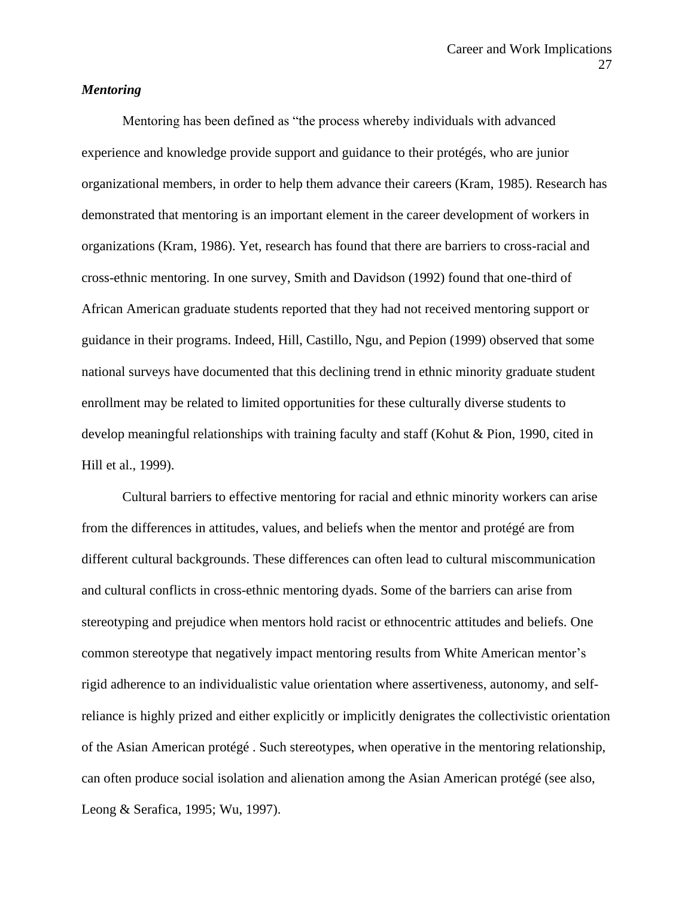### *Mentoring*

Mentoring has been defined as "the process whereby individuals with advanced experience and knowledge provide support and guidance to their protégés, who are junior organizational members, in order to help them advance their careers (Kram, 1985). Research has demonstrated that mentoring is an important element in the career development of workers in organizations (Kram, 1986). Yet, research has found that there are barriers to cross-racial and cross-ethnic mentoring. In one survey, Smith and Davidson (1992) found that one-third of African American graduate students reported that they had not received mentoring support or guidance in their programs. Indeed, Hill, Castillo, Ngu, and Pepion (1999) observed that some national surveys have documented that this declining trend in ethnic minority graduate student enrollment may be related to limited opportunities for these culturally diverse students to develop meaningful relationships with training faculty and staff (Kohut & Pion, 1990, cited in Hill et al., 1999).

Cultural barriers to effective mentoring for racial and ethnic minority workers can arise from the differences in attitudes, values, and beliefs when the mentor and protégé are from different cultural backgrounds. These differences can often lead to cultural miscommunication and cultural conflicts in cross-ethnic mentoring dyads. Some of the barriers can arise from stereotyping and prejudice when mentors hold racist or ethnocentric attitudes and beliefs. One common stereotype that negatively impact mentoring results from White American mentor's rigid adherence to an individualistic value orientation where assertiveness, autonomy, and self-reliance is highly prized and either explicitly or implicitly denigrates the collectivistic orientation of the Asian American protégé . Such stereotypes, when operative in the mentoring relationship, can often produce social isolation and alienation among the Asian American protégé (see also, Leong & Serafica, 1995; Wu, 1997).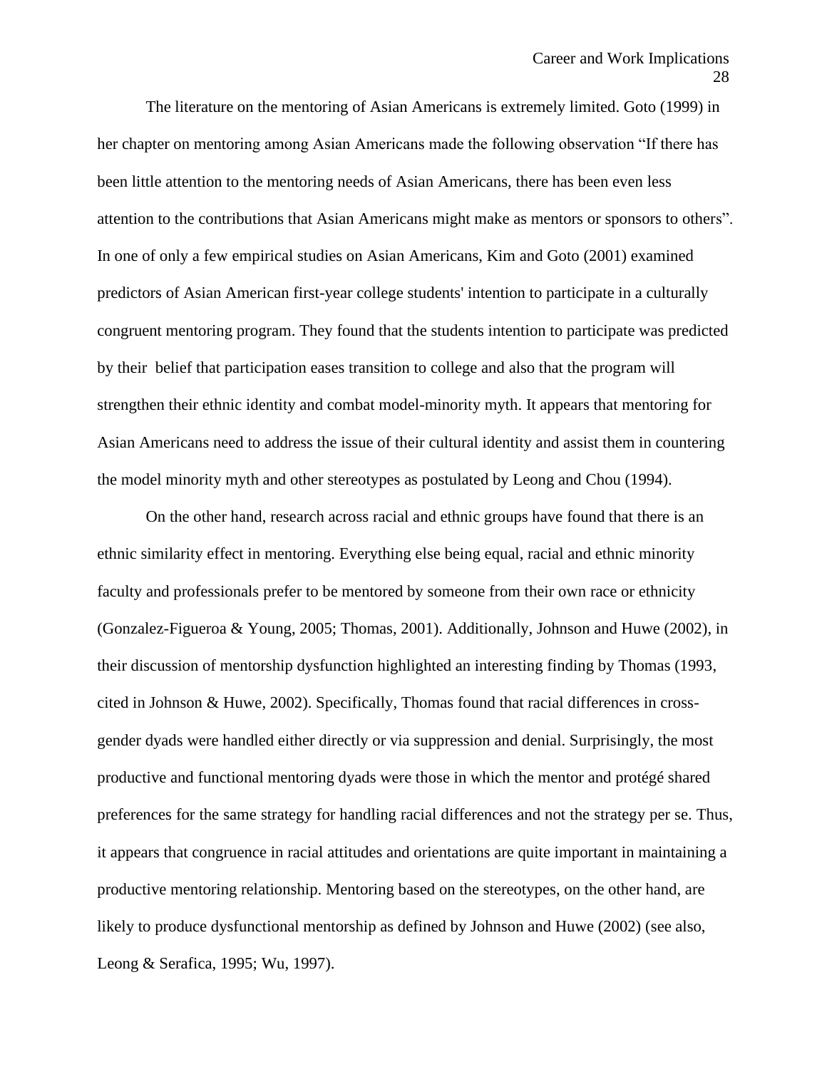The literature on the mentoring of Asian Americans is extremely limited. Goto (1999) in her chapter on mentoring among Asian Americans made the following observation "If there has been little attention to the mentoring needs of Asian Americans, there has been even less attention to the contributions that Asian Americans might make as mentors or sponsors to others". In one of only a few empirical studies on Asian Americans, Kim and Goto (2001) examined predictors of Asian American first-year college students' intention to participate in a culturally congruent mentoring program. They found that the students intention to participate was predicted by their belief that participation eases transition to college and also that the program will strengthen their ethnic identity and combat model-minority myth. It appears that mentoring for Asian Americans need to address the issue of their cultural identity and assist them in countering the model minority myth and other stereotypes as postulated by Leong and Chou (1994).

On the other hand, research across racial and ethnic groups have found that there is an ethnic similarity effect in mentoring. Everything else being equal, racial and ethnic minority faculty and professionals prefer to be mentored by someone from their own race or ethnicity (Gonzalez-Figueroa & Young, 2005; Thomas, 2001). Additionally, Johnson and Huwe (2002), in their discussion of mentorship dysfunction highlighted an interesting finding by Thomas (1993, cited in Johnson & Huwe, 2002). Specifically, Thomas found that racial differences in cross-gender dyads were handled either directly or via suppression and denial. Surprisingly, the most productive and functional mentoring dyads were those in which the mentor and protégé shared preferences for the same strategy for handling racial differences and not the strategy per se. Thus, it appears that congruence in racial attitudes and orientations are quite important in maintaining a productive mentoring relationship. Mentoring based on the stereotypes, on the other hand, are likely to produce dysfunctional mentorship as defined by Johnson and Huwe (2002) (see also, Leong & Serafica, 1995; Wu, 1997).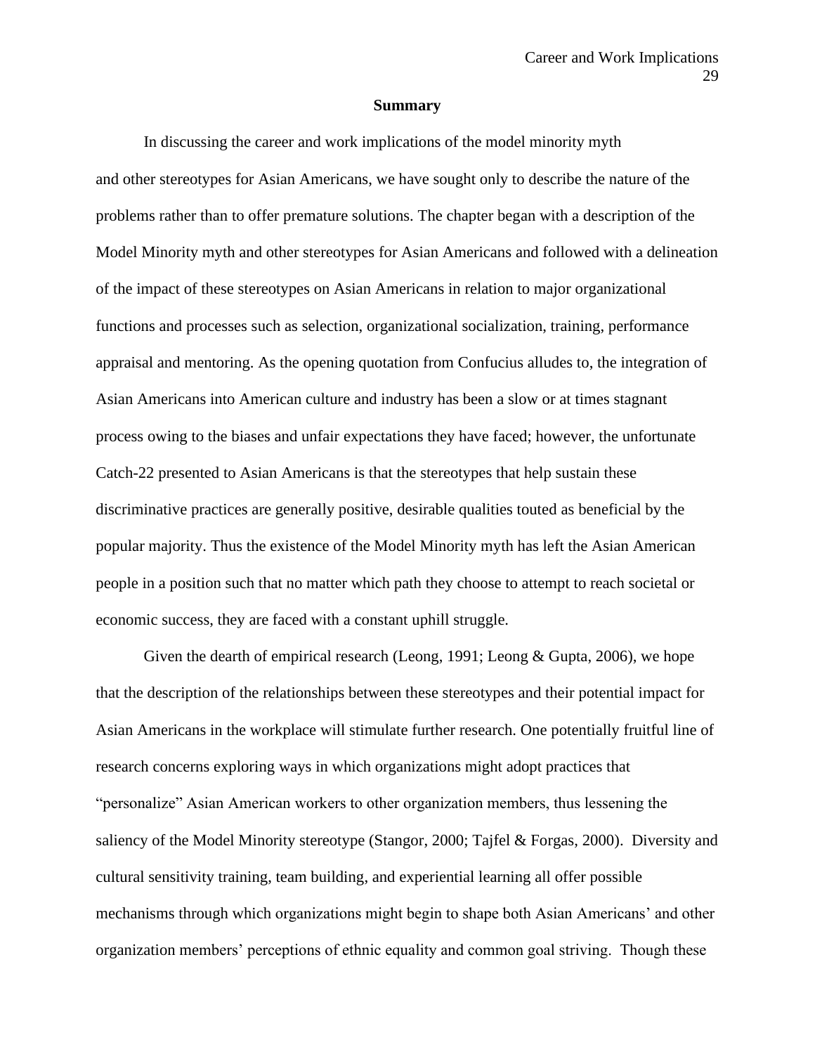## Summary

In discussing the career and work implications of the model minority myth and other stereotypes for Asian Americans, we have sought only to describe the nature of the problems rather than to offer premature solutions. The chapter began with a description of the Model Minority myth and other stereotypes for Asian Americans and followed with a delineation of the impact of these stereotypes on Asian Americans in relation to major organizational functions and processes such as selection, organizational socialization, training, performance appraisal and mentoring. As the opening quotation from Confucius alludes to, the integration of Asian Americans into American culture and industry has been a slow or at times stagnant process owing to the biases and unfair expectations they have faced; however, the unfortunate Catch-22 presented to Asian Americans is that the stereotypes that help sustain these discriminative practices are generally positive, desirable qualities touted as beneficial by the popular majority. Thus the existence of the Model Minority myth has left the Asian American people in a position such that no matter which path they choose to attempt to reach societal or economic success, they are faced with a constant uphill struggle.

Given the dearth of empirical research (Leong, 1991; Leong & Gupta, 2006), we hope that the description of the relationships between these stereotypes and their potential impact for Asian Americans in the workplace will stimulate further research. One potentially fruitful line of research concerns exploring ways in which organizations might adopt practices that "personalize" Asian American workers to other organization members, thus lessening the saliency of the Model Minority stereotype (Stangor, 2000; Tajfel & Forgas, 2000). Diversity and cultural sensitivity training, team building, and experiential learning all offer possible mechanisms through which organizations might begin to shape both Asian Americans' and other organization members' perceptions of ethnic equality and common goal striving. Though these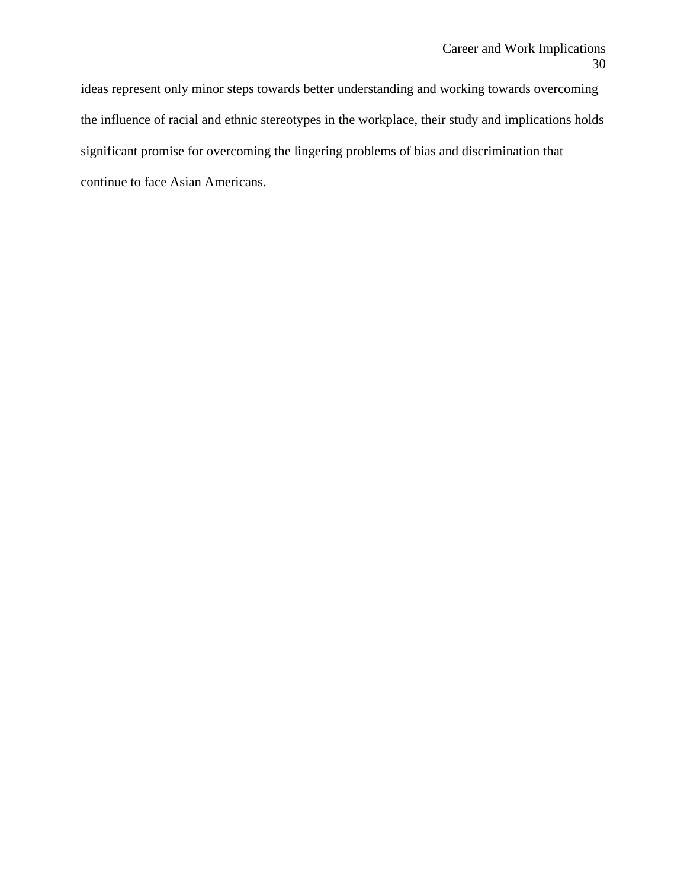ideas represent only minor steps towards better understanding and working towards overcoming the influence of racial and ethnic stereotypes in the workplace, their study and implications holds significant promise for overcoming the lingering problems of bias and discrimination that continue to face Asian Americans.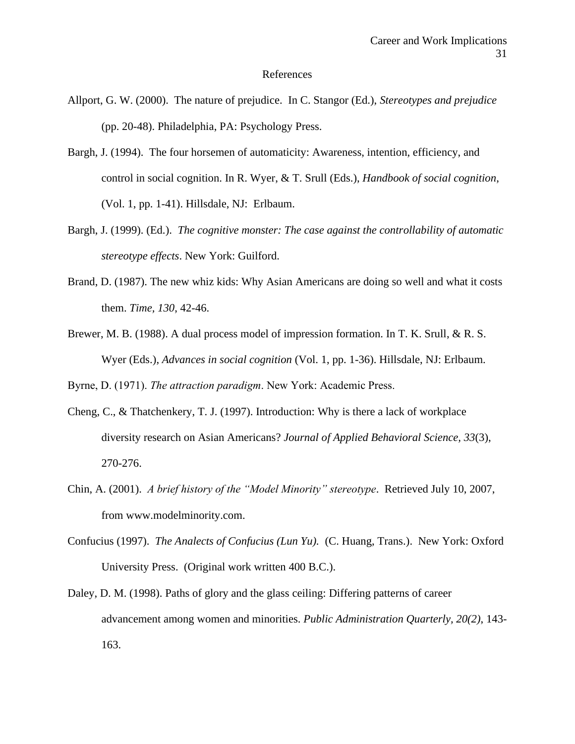References

Allport, G. W. (2000). The nature of prejudice. In C. Stangor (Ed.), *Stereotypes and prejudice* (pp. 20-48). Philadelphia, PA: Psychology Press.

Bargh, J. (1994). The four horsemen of automaticity: Awareness, intention, efficiency, and control in social cognition. In R. Wyer, & T. Srull (Eds.), *Handbook of social cognition*, (Vol. 1, pp. 1-41). Hillsdale, NJ: Erlbaum.

Bargh, J. (1999). (Ed.). *The cognitive monster: The case against the controllability of automatic stereotype effects*. New York: Guilford.

Brand, D. (1987). The new whiz kids: Why Asian Americans are doing so well and what it costs them. *Time, 130*, 42-46.

Brewer, M. B. (1988). A dual process model of impression formation. In T. K. Srull, & R. S. Wyer (Eds.), *Advances in social cognition* (Vol. 1, pp. 1-36). Hillsdale, NJ: Erlbaum.

Byrne, D. (1971). *The attraction paradigm*. New York: Academic Press.

Cheng, C., & Thatchenkery, T. J. (1997). Introduction: Why is there a lack of workplace diversity research on Asian Americans? *Journal of Applied Behavioral Science, 33*(3), 270-276.

Chin, A. (2001). *A brief history of the "Model Minority" stereotype*. Retrieved July 10, 2007, from www.modelminority.com.

Confucius (1997). *The Analects of Confucius (Lun Yu).* (C. Huang, Trans.). New York: Oxford University Press. (Original work written 400 B.C.).

Daley, D. M. (1998). Paths of glory and the glass ceiling: Differing patterns of career advancement among women and minorities. *Public Administration Quarterly, 20(2)*, 143-163.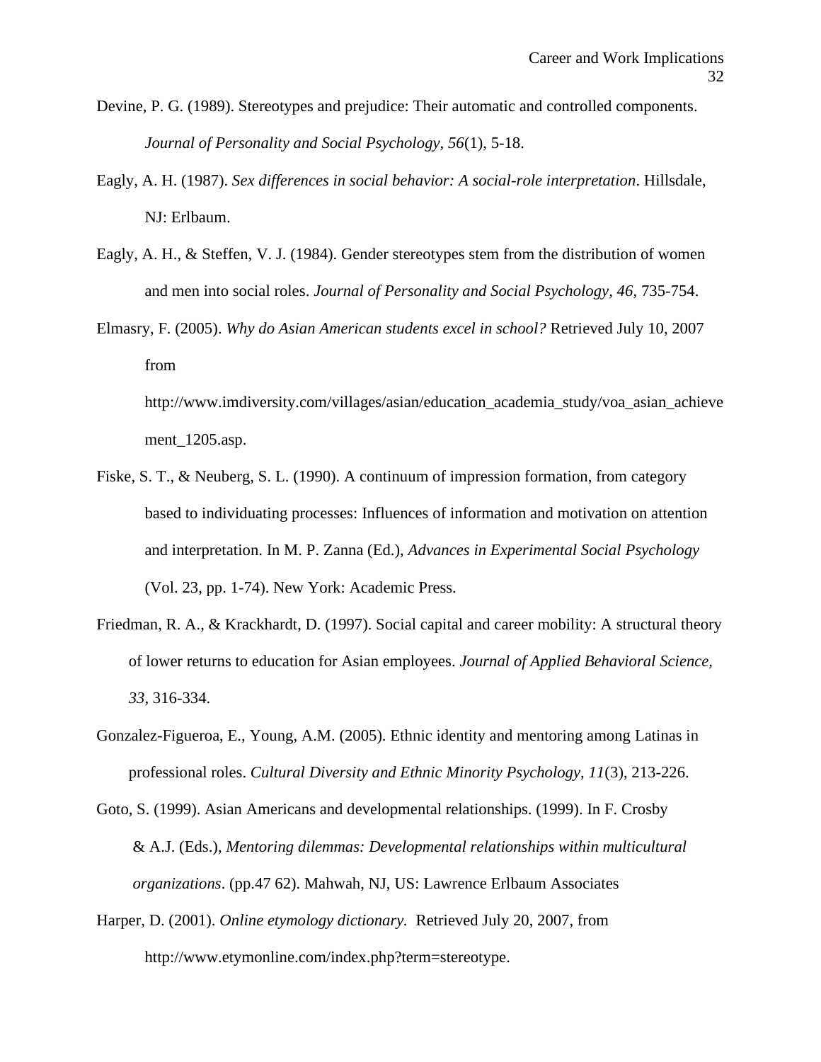Devine, P. G. (1989). Stereotypes and prejudice: Their automatic and controlled components. *Journal of Personality and Social Psychology, 56*(1), 5-18.

Eagly, A. H. (1987). *Sex differences in social behavior: A social-role interpretation*. Hillsdale, NJ: Erlbaum.

Eagly, A. H., & Steffen, V. J. (1984). Gender stereotypes stem from the distribution of women and men into social roles. *Journal of Personality and Social Psychology, 46*, 735-754.

Elmasry, F. (2005). *Why do Asian American students excel in school?* Retrieved July 10, 2007 from http://www.imdiversity.com/villages/asian/education_academia_study/voa_asian_achievement_1205.asp.

Fiske, S. T., & Neuberg, S. L. (1990). A continuum of impression formation, from category based to individuating processes: Influences of information and motivation on attention and interpretation. In M. P. Zanna (Ed.), *Advances in Experimental Social Psychology* (Vol. 23, pp. 1-74). New York: Academic Press.

Friedman, R. A., & Krackhardt, D. (1997). Social capital and career mobility: A structural theory of lower returns to education for Asian employees. *Journal of Applied Behavioral Science, 33*, 316-334.

Gonzalez-Figueroa, E., Young, A.M. (2005). Ethnic identity and mentoring among Latinas in professional roles. *Cultural Diversity and Ethnic Minority Psychology, 11*(3), 213-226.

Goto, S. (1999). Asian Americans and developmental relationships. (1999). In F. Crosby & A.J. (Eds.), *Mentoring dilemmas: Developmental relationships within multicultural organizations*. (pp.47 62). Mahwah, NJ, US: Lawrence Erlbaum Associates

Harper, D. (2001). *Online etymology dictionary.* Retrieved July 20, 2007, from http://www.etymonline.com/index.php?term=stereotype.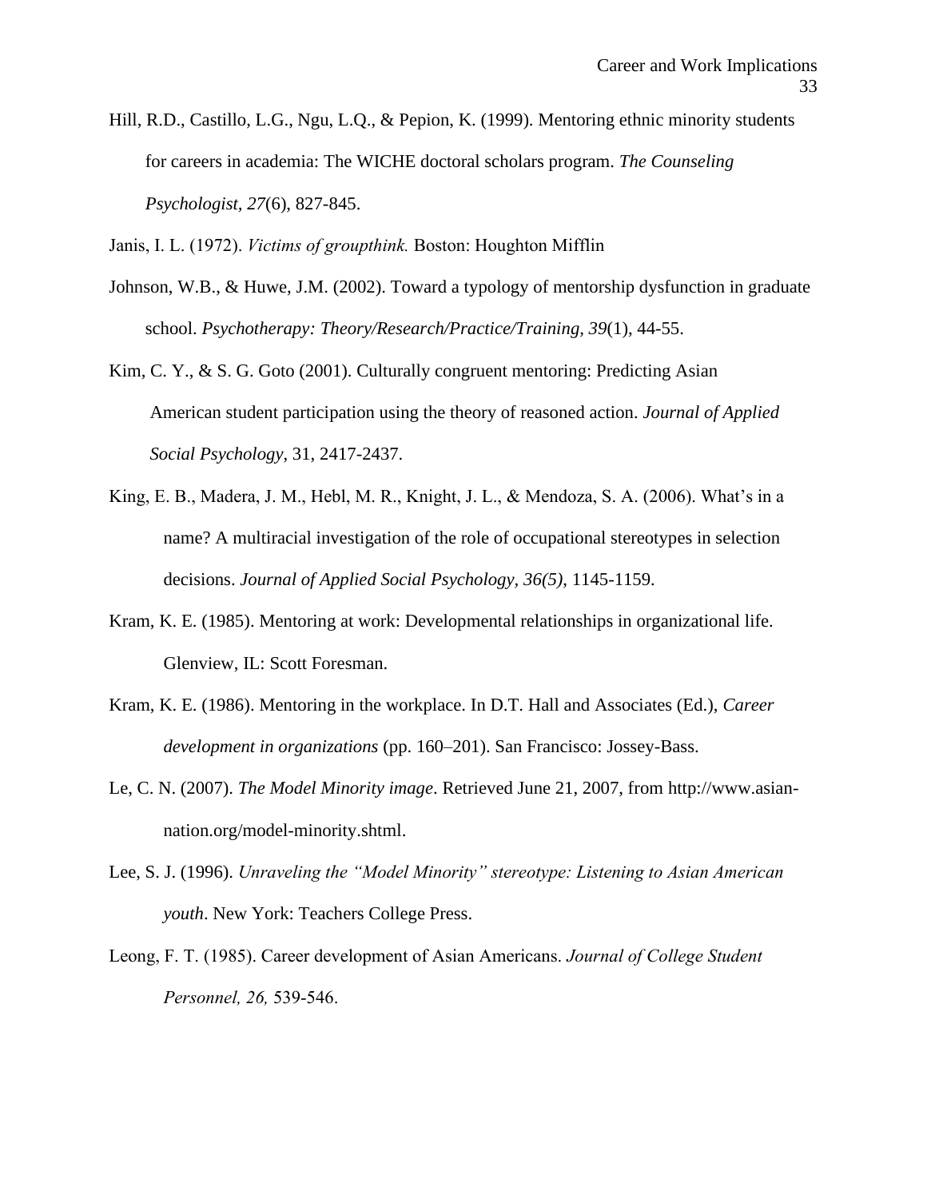Hill, R.D., Castillo, L.G., Ngu, L.Q., & Pepion, K. (1999). Mentoring ethnic minority students for careers in academia: The WICHE doctoral scholars program. *The Counseling Psychologist, 27*(6), 827-845.

Janis, I. L. (1972). *Victims of groupthink.* Boston: Houghton Mifflin

Johnson, W.B., & Huwe, J.M. (2002). Toward a typology of mentorship dysfunction in graduate school. *Psychotherapy: Theory/Research/Practice/Training, 39*(1), 44-55.

Kim, C. Y., & S. G. Goto (2001). Culturally congruent mentoring: Predicting Asian American student participation using the theory of reasoned action. *Journal of Applied Social Psychology*, 31, 2417-2437.

King, E. B., Madera, J. M., Hebl, M. R., Knight, J. L., & Mendoza, S. A. (2006). What's in a name? A multiracial investigation of the role of occupational stereotypes in selection decisions. *Journal of Applied Social Psychology, 36(5)*, 1145-1159.

Kram, K. E. (1985). Mentoring at work: Developmental relationships in organizational life. Glenview, IL: Scott Foresman.

Kram, K. E. (1986). Mentoring in the workplace. In D.T. Hall and Associates (Ed.), *Career development in organizations* (pp. 160–201). San Francisco: Jossey-Bass.

Le, C. N. (2007). *The Model Minority image*. Retrieved June 21, 2007, from http://www.asian-nation.org/model-minority.shtml.

Lee, S. J. (1996). *Unraveling the "Model Minority" stereotype: Listening to Asian American youth*. New York: Teachers College Press.

Leong, F. T. (1985). Career development of Asian Americans. *Journal of College Student Personnel, 26,* 539-546.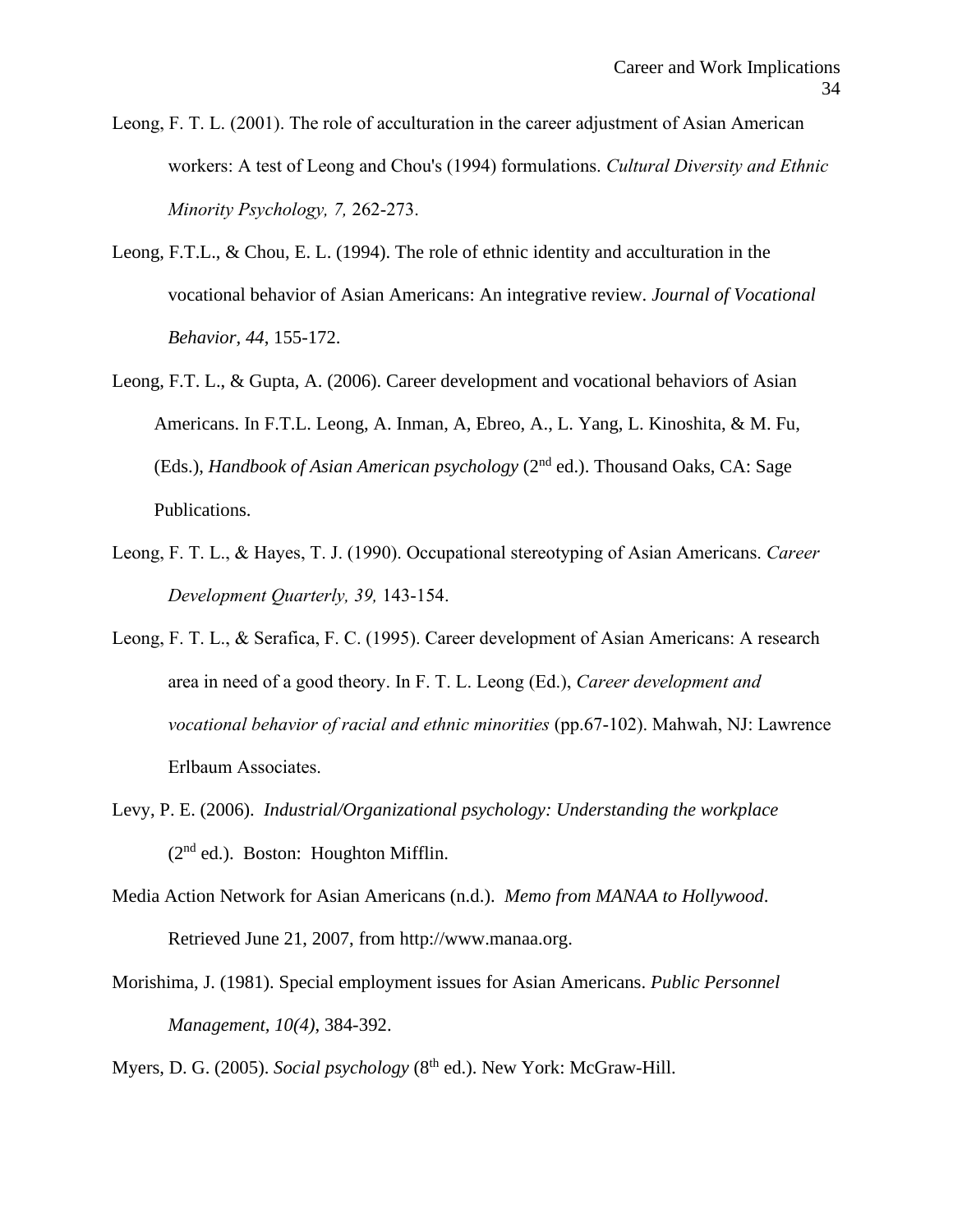Leong, F. T. L. (2001). The role of acculturation in the career adjustment of Asian American workers: A test of Leong and Chou's (1994) formulations. *Cultural Diversity and Ethnic Minority Psychology, 7,* 262-273.

Leong, F.T.L., & Chou, E. L. (1994). The role of ethnic identity and acculturation in the vocational behavior of Asian Americans: An integrative review. *Journal of Vocational Behavior*, *44*, 155-172.

Leong, F.T. L., & Gupta, A. (2006). Career development and vocational behaviors of Asian Americans. In F.T.L. Leong, A. Inman, A, Ebreo, A., L. Yang, L. Kinoshita, & M. Fu, (Eds.), *Handbook of Asian American psychology* (2nd ed.). Thousand Oaks, CA: Sage Publications.

Leong, F. T. L., & Hayes, T. J. (1990). Occupational stereotyping of Asian Americans. *Career Development Quarterly, 39,* 143-154.

Leong, F. T. L., & Serafica, F. C. (1995). Career development of Asian Americans: A research area in need of a good theory. In F. T. L. Leong (Ed.), *Career development and vocational behavior of racial and ethnic minorities* (pp.67-102). Mahwah, NJ: Lawrence Erlbaum Associates.

Levy, P. E. (2006). *Industrial/Organizational psychology: Understanding the workplace* (2nd ed.). Boston: Houghton Mifflin.

Media Action Network for Asian Americans (n.d.). *Memo from MANAA to Hollywood*. Retrieved June 21, 2007, from http://www.manaa.org.

Morishima, J. (1981). Special employment issues for Asian Americans. *Public Personnel Management*, *10(4)*, 384-392.

Myers, D. G. (2005). *Social psychology* (8th ed.). New York: McGraw-Hill.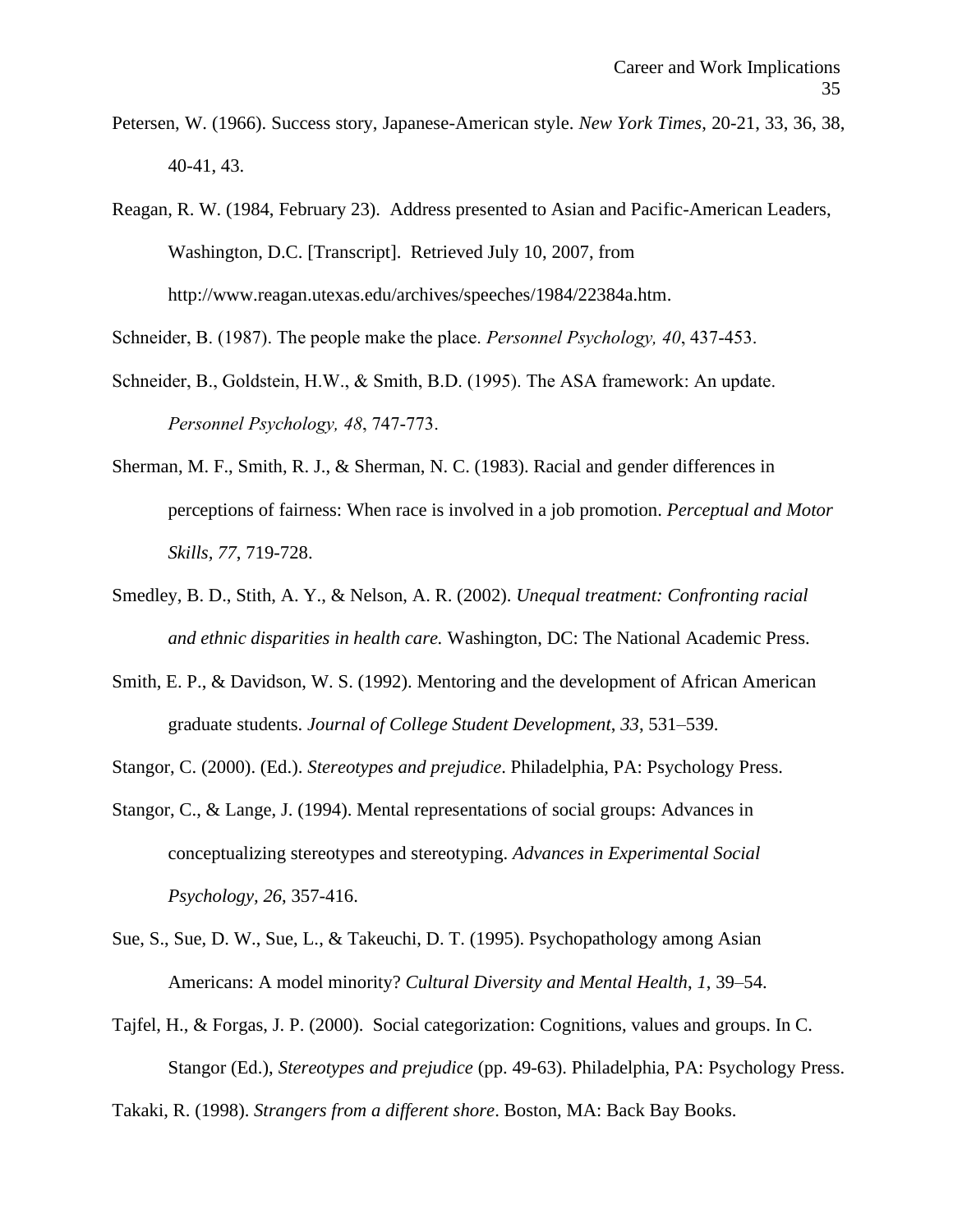Petersen, W. (1966). Success story, Japanese-American style. *New York Times*, 20-21, 33, 36, 38, 40-41, 43.

Reagan, R. W. (1984, February 23). Address presented to Asian and Pacific-American Leaders, Washington, D.C. [Transcript]. Retrieved July 10, 2007, from http://www.reagan.utexas.edu/archives/speeches/1984/22384a.htm.

Schneider, B. (1987). The people make the place. *Personnel Psychology, 40*, 437-453.

Schneider, B., Goldstein, H.W., & Smith, B.D. (1995). The ASA framework: An update. *Personnel Psychology, 48*, 747-773.

Sherman, M. F., Smith, R. J., & Sherman, N. C. (1983). Racial and gender differences in perceptions of fairness: When race is involved in a job promotion. *Perceptual and Motor Skills*, *77*, 719-728.

Smedley, B. D., Stith, A. Y., & Nelson, A. R. (2002). *Unequal treatment: Confronting racial and ethnic disparities in health care.* Washington, DC: The National Academic Press.

Smith, E. P., & Davidson, W. S. (1992). Mentoring and the development of African American graduate students. *Journal of College Student Development*, *33*, 531–539.

Stangor, C. (2000). (Ed.). *Stereotypes and prejudice*. Philadelphia, PA: Psychology Press.

Stangor, C., & Lange, J. (1994). Mental representations of social groups: Advances in conceptualizing stereotypes and stereotyping. *Advances in Experimental Social Psychology, 26*, 357-416.

Sue, S., Sue, D. W., Sue, L., & Takeuchi, D. T. (1995). Psychopathology among Asian Americans: A model minority? *Cultural Diversity and Mental Health*, *1*, 39–54.

Tajfel, H., & Forgas, J. P. (2000). Social categorization: Cognitions, values and groups. In C. Stangor (Ed.), *Stereotypes and prejudice* (pp. 49-63). Philadelphia, PA: Psychology Press.

Takaki, R. (1998). *Strangers from a different shore*. Boston, MA: Back Bay Books.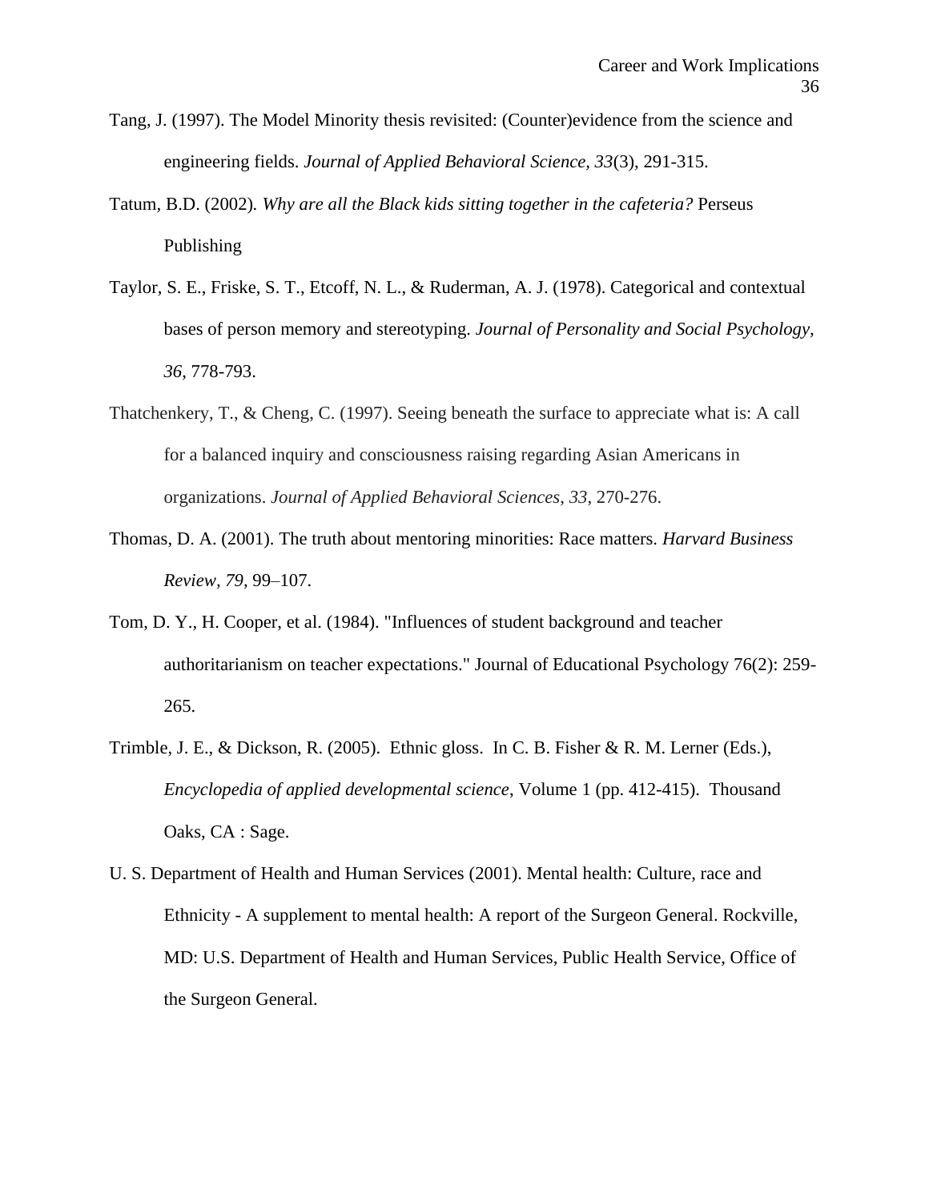Tang, J. (1997). The Model Minority thesis revisited: (Counter)evidence from the science and engineering fields. *Journal of Applied Behavioral Science, 33*(3), 291-315.

Tatum, B.D. (2002). *Why are all the Black kids sitting together in the cafeteria?* Perseus Publishing

Taylor, S. E., Friske, S. T., Etcoff, N. L., & Ruderman, A. J. (1978). Categorical and contextual bases of person memory and stereotyping. *Journal of Personality and Social Psychology, 36*, 778-793.

Thatchenkery, T., & Cheng, C. (1997). Seeing beneath the surface to appreciate what is: A call for a balanced inquiry and consciousness raising regarding Asian Americans in organizations. *Journal of Applied Behavioral Sciences*, *33*, 270-276.

Thomas, D. A. (2001). The truth about mentoring minorities: Race matters. *Harvard Business Review, 79*, 99–107.

Tom, D. Y., H. Cooper, et al. (1984). "Influences of student background and teacher authoritarianism on teacher expectations." Journal of Educational Psychology 76(2): 259-265.

Trimble, J. E., & Dickson, R. (2005). Ethnic gloss. In C. B. Fisher & R. M. Lerner (Eds.), *Encyclopedia of applied developmental science*, Volume 1 (pp. 412-415). Thousand Oaks, CA : Sage.

U. S. Department of Health and Human Services (2001). Mental health: Culture, race and Ethnicity - A supplement to mental health: A report of the Surgeon General. Rockville, MD: U.S. Department of Health and Human Services, Public Health Service, Office of the Surgeon General.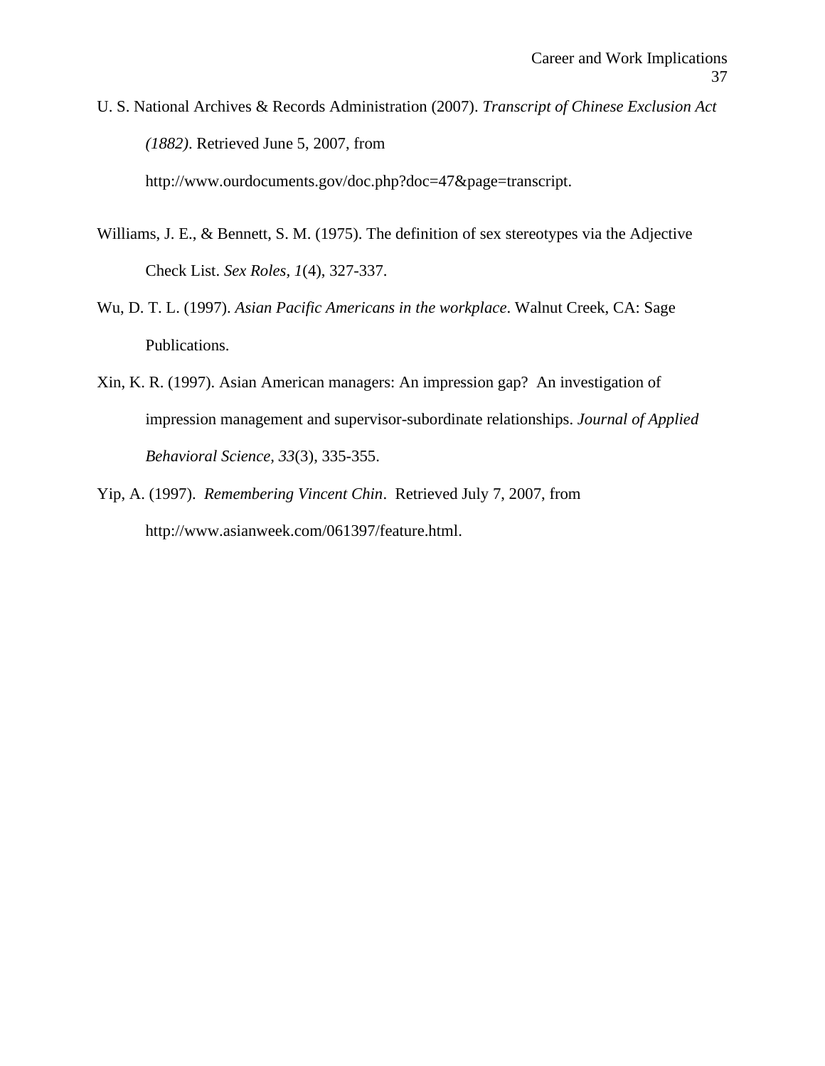U. S. National Archives & Records Administration (2007). *Transcript of Chinese Exclusion Act (1882)*. Retrieved June 5, 2007, from http://www.ourdocuments.gov/doc.php?doc=47&page=transcript.

Williams, J. E., & Bennett, S. M. (1975). The definition of sex stereotypes via the Adjective Check List. *Sex Roles, 1*(4), 327-337.

Wu, D. T. L. (1997). *Asian Pacific Americans in the workplace*. Walnut Creek, CA: Sage Publications.

Xin, K. R. (1997). Asian American managers: An impression gap? An investigation of impression management and supervisor-subordinate relationships. *Journal of Applied Behavioral Science, 33*(3), 335-355.

Yip, A. (1997). *Remembering Vincent Chin*. Retrieved July 7, 2007, from http://www.asianweek.com/061397/feature.html.